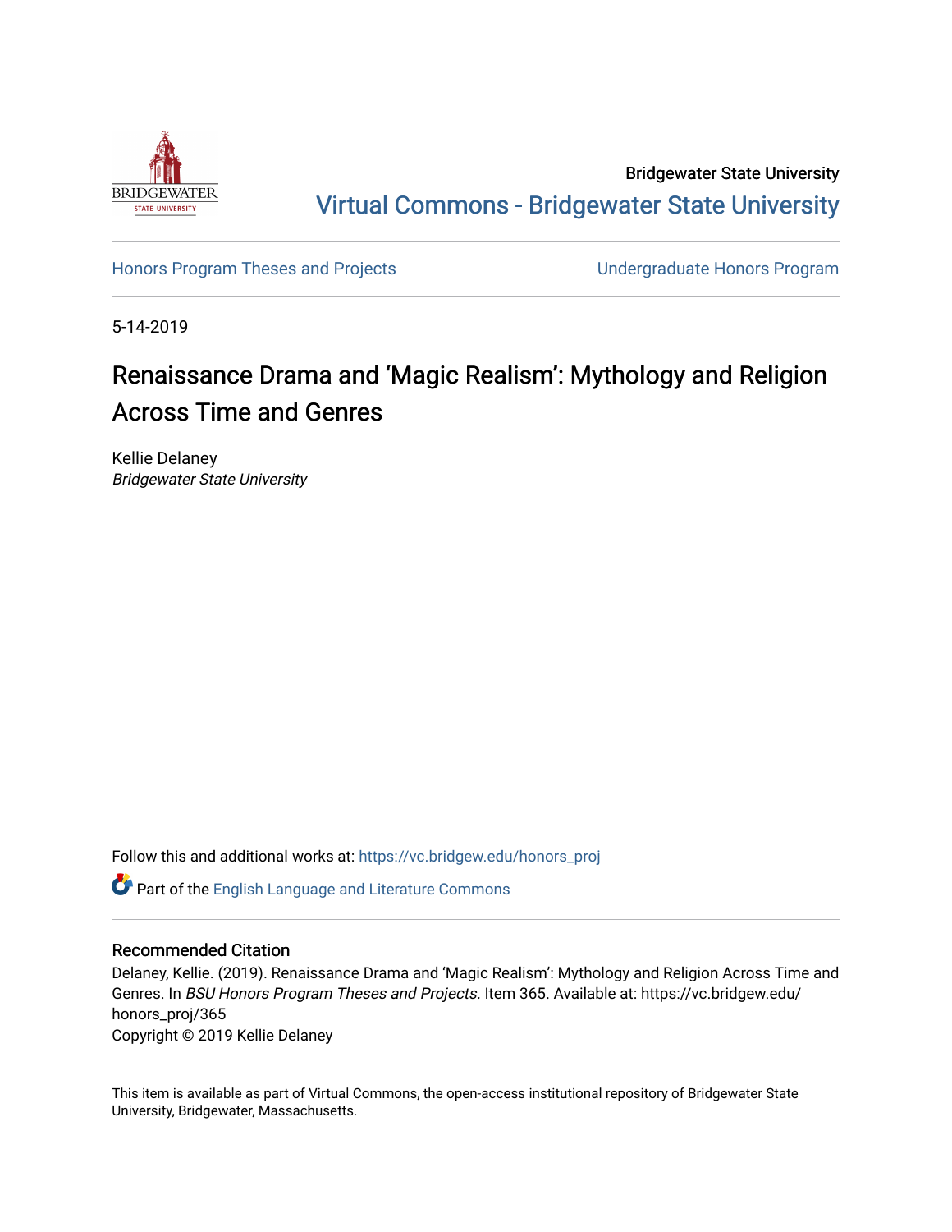Bridgewater State University

Virtual Commons - Bridgewater State University

Honors Program Theses and Projects | Undergraduate Honors Program

5-14-2019

# Renaissance Drama and 'Magic Realism': Mythology and Religion Across Time and Genres

Kellie Delaney
*Bridgewater State University*

Follow this and additional works at: https://vc.bridgew.edu/honors_proj

Part of the English Language and Literature Commons

## Recommended Citation

Delaney, Kellie. (2019). Renaissance Drama and 'Magic Realism': Mythology and Religion Across Time and Genres. In *BSU Honors Program Theses and Projects.* Item 365. Available at: https://vc.bridgew.edu/honors_proj/365

Copyright © 2019 Kellie Delaney

This item is available as part of Virtual Commons, the open-access institutional repository of Bridgewater State University, Bridgewater, Massachusetts.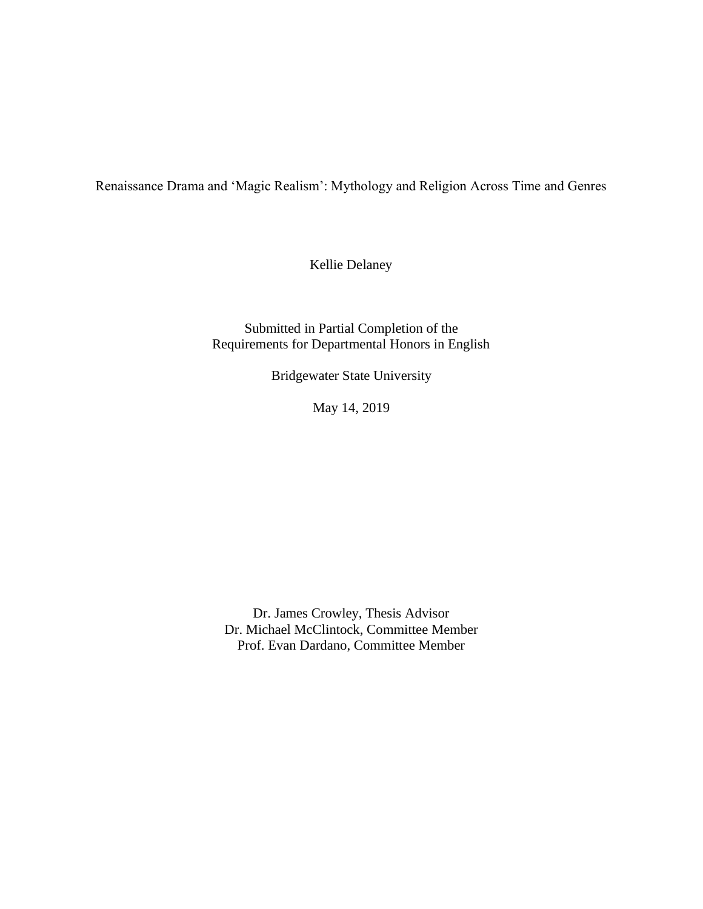# Renaissance Drama and 'Magic Realism': Mythology and Religion Across Time and Genres

Kellie Delaney

Submitted in Partial Completion of the
Requirements for Departmental Honors in English

Bridgewater State University

May 14, 2019

Dr. James Crowley, Thesis Advisor
Dr. Michael McClintock, Committee Member
Prof. Evan Dardano, Committee Member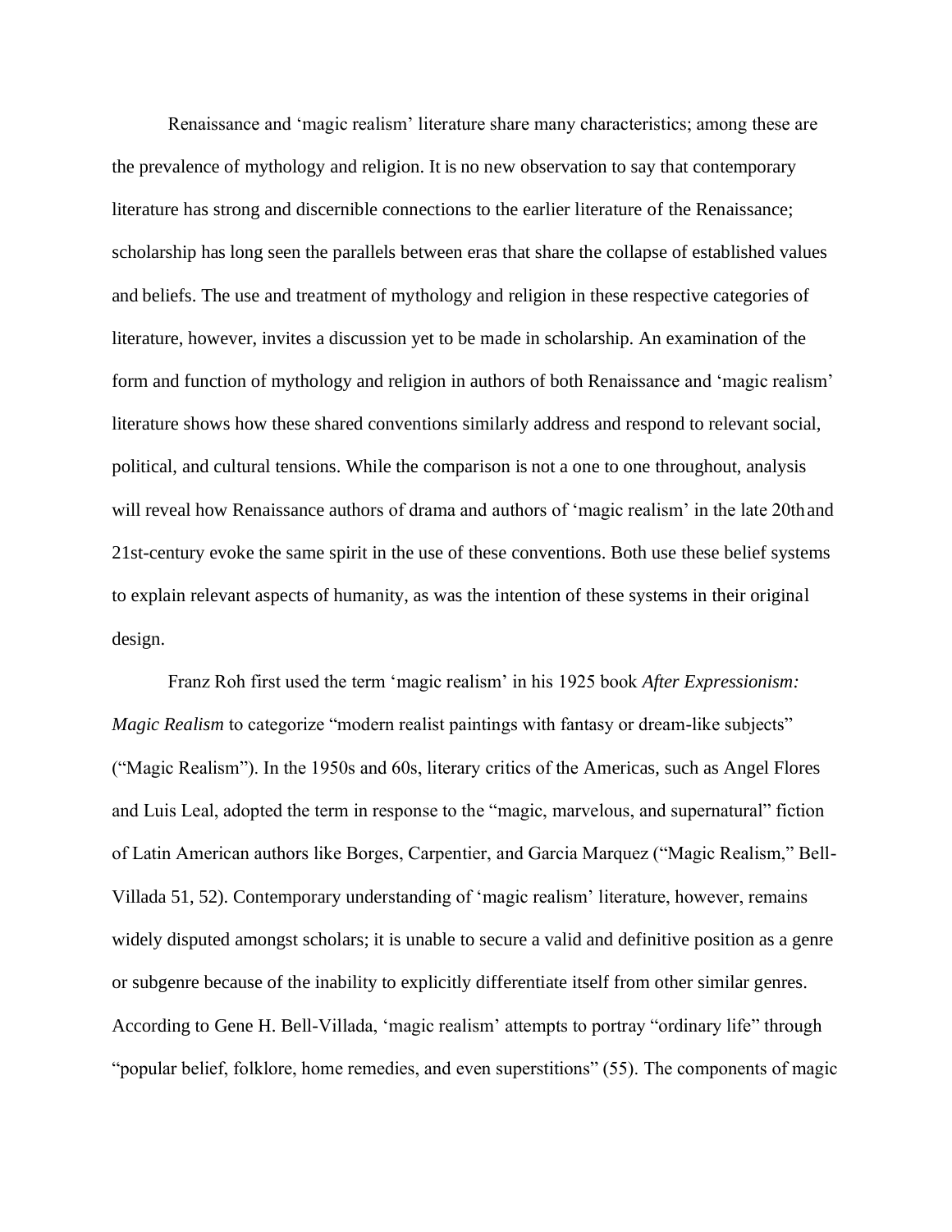Renaissance and 'magic realism' literature share many characteristics; among these are the prevalence of mythology and religion. It is no new observation to say that contemporary literature has strong and discernible connections to the earlier literature of the Renaissance; scholarship has long seen the parallels between eras that share the collapse of established values and beliefs. The use and treatment of mythology and religion in these respective categories of literature, however, invites a discussion yet to be made in scholarship. An examination of the form and function of mythology and religion in authors of both Renaissance and 'magic realism' literature shows how these shared conventions similarly address and respond to relevant social, political, and cultural tensions. While the comparison is not a one to one throughout, analysis will reveal how Renaissance authors of drama and authors of 'magic realism' in the late 20th and 21st-century evoke the same spirit in the use of these conventions. Both use these belief systems to explain relevant aspects of humanity, as was the intention of these systems in their original design.

Franz Roh first used the term 'magic realism' in his 1925 book *After Expressionism: Magic Realism* to categorize "modern realist paintings with fantasy or dream-like subjects" ("Magic Realism"). In the 1950s and 60s, literary critics of the Americas, such as Angel Flores and Luis Leal, adopted the term in response to the "magic, marvelous, and supernatural" fiction of Latin American authors like Borges, Carpentier, and Garcia Marquez ("Magic Realism," Bell-Villada 51, 52). Contemporary understanding of 'magic realism' literature, however, remains widely disputed amongst scholars; it is unable to secure a valid and definitive position as a genre or subgenre because of the inability to explicitly differentiate itself from other similar genres. According to Gene H. Bell-Villada, 'magic realism' attempts to portray "ordinary life" through "popular belief, folklore, home remedies, and even superstitions" (55). The components of magic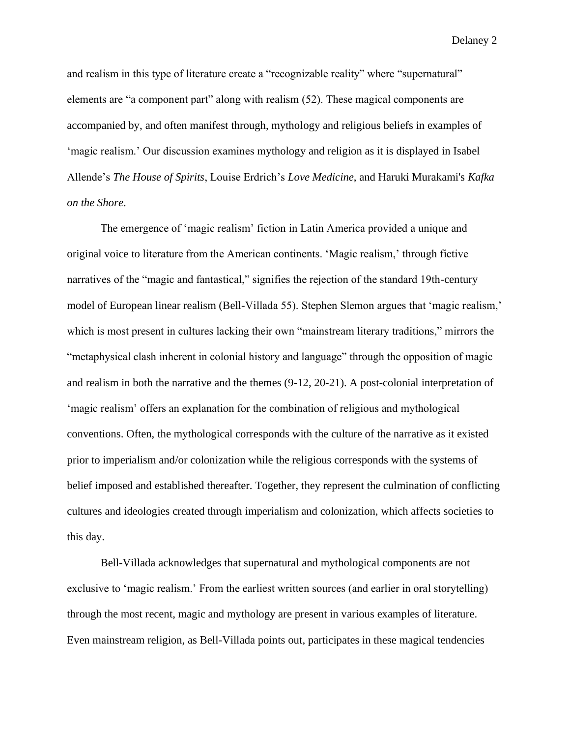and realism in this type of literature create a "recognizable reality" where "supernatural" elements are "a component part" along with realism (52). These magical components are accompanied by, and often manifest through, mythology and religious beliefs in examples of 'magic realism.' Our discussion examines mythology and religion as it is displayed in Isabel Allende's *The House of Spirits*, Louise Erdrich's *Love Medicine*, and Haruki Murakami's *Kafka on the Shore*.

The emergence of 'magic realism' fiction in Latin America provided a unique and original voice to literature from the American continents. 'Magic realism,' through fictive narratives of the "magic and fantastical," signifies the rejection of the standard 19th-century model of European linear realism (Bell-Villada 55). Stephen Slemon argues that 'magic realism,' which is most present in cultures lacking their own "mainstream literary traditions," mirrors the "metaphysical clash inherent in colonial history and language" through the opposition of magic and realism in both the narrative and the themes (9-12, 20-21). A post-colonial interpretation of 'magic realism' offers an explanation for the combination of religious and mythological conventions. Often, the mythological corresponds with the culture of the narrative as it existed prior to imperialism and/or colonization while the religious corresponds with the systems of belief imposed and established thereafter. Together, they represent the culmination of conflicting cultures and ideologies created through imperialism and colonization, which affects societies to this day.

Bell-Villada acknowledges that supernatural and mythological components are not exclusive to 'magic realism.' From the earliest written sources (and earlier in oral storytelling) through the most recent, magic and mythology are present in various examples of literature. Even mainstream religion, as Bell-Villada points out, participates in these magical tendencies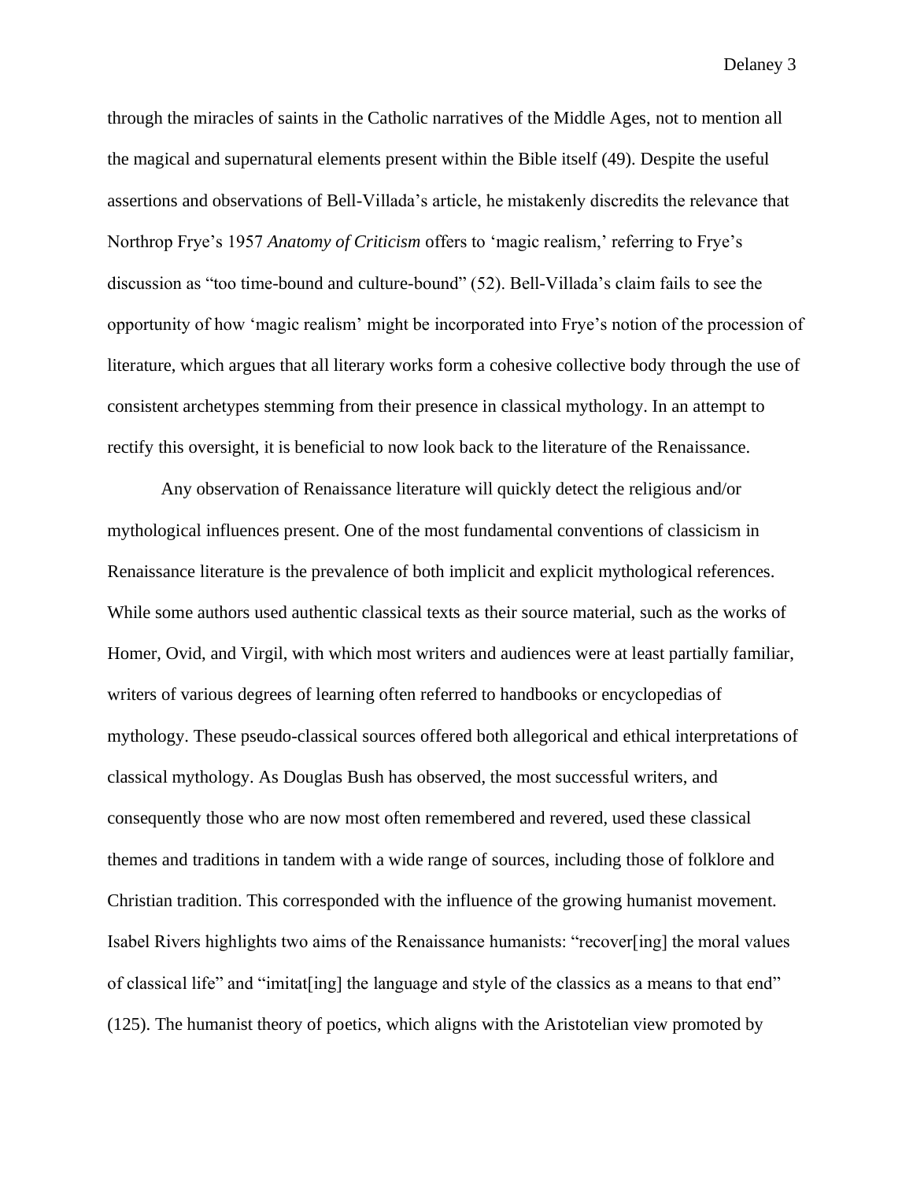through the miracles of saints in the Catholic narratives of the Middle Ages, not to mention all the magical and supernatural elements present within the Bible itself (49). Despite the useful assertions and observations of Bell-Villada's article, he mistakenly discredits the relevance that Northrop Frye's 1957 *Anatomy of Criticism* offers to 'magic realism,' referring to Frye's discussion as "too time-bound and culture-bound" (52). Bell-Villada's claim fails to see the opportunity of how 'magic realism' might be incorporated into Frye's notion of the procession of literature, which argues that all literary works form a cohesive collective body through the use of consistent archetypes stemming from their presence in classical mythology. In an attempt to rectify this oversight, it is beneficial to now look back to the literature of the Renaissance.

Any observation of Renaissance literature will quickly detect the religious and/or mythological influences present. One of the most fundamental conventions of classicism in Renaissance literature is the prevalence of both implicit and explicit mythological references. While some authors used authentic classical texts as their source material, such as the works of Homer, Ovid, and Virgil, with which most writers and audiences were at least partially familiar, writers of various degrees of learning often referred to handbooks or encyclopedias of mythology. These pseudo-classical sources offered both allegorical and ethical interpretations of classical mythology. As Douglas Bush has observed, the most successful writers, and consequently those who are now most often remembered and revered, used these classical themes and traditions in tandem with a wide range of sources, including those of folklore and Christian tradition. This corresponded with the influence of the growing humanist movement. Isabel Rivers highlights two aims of the Renaissance humanists: "recover[ing] the moral values of classical life" and "imitat[ing] the language and style of the classics as a means to that end" (125). The humanist theory of poetics, which aligns with the Aristotelian view promoted by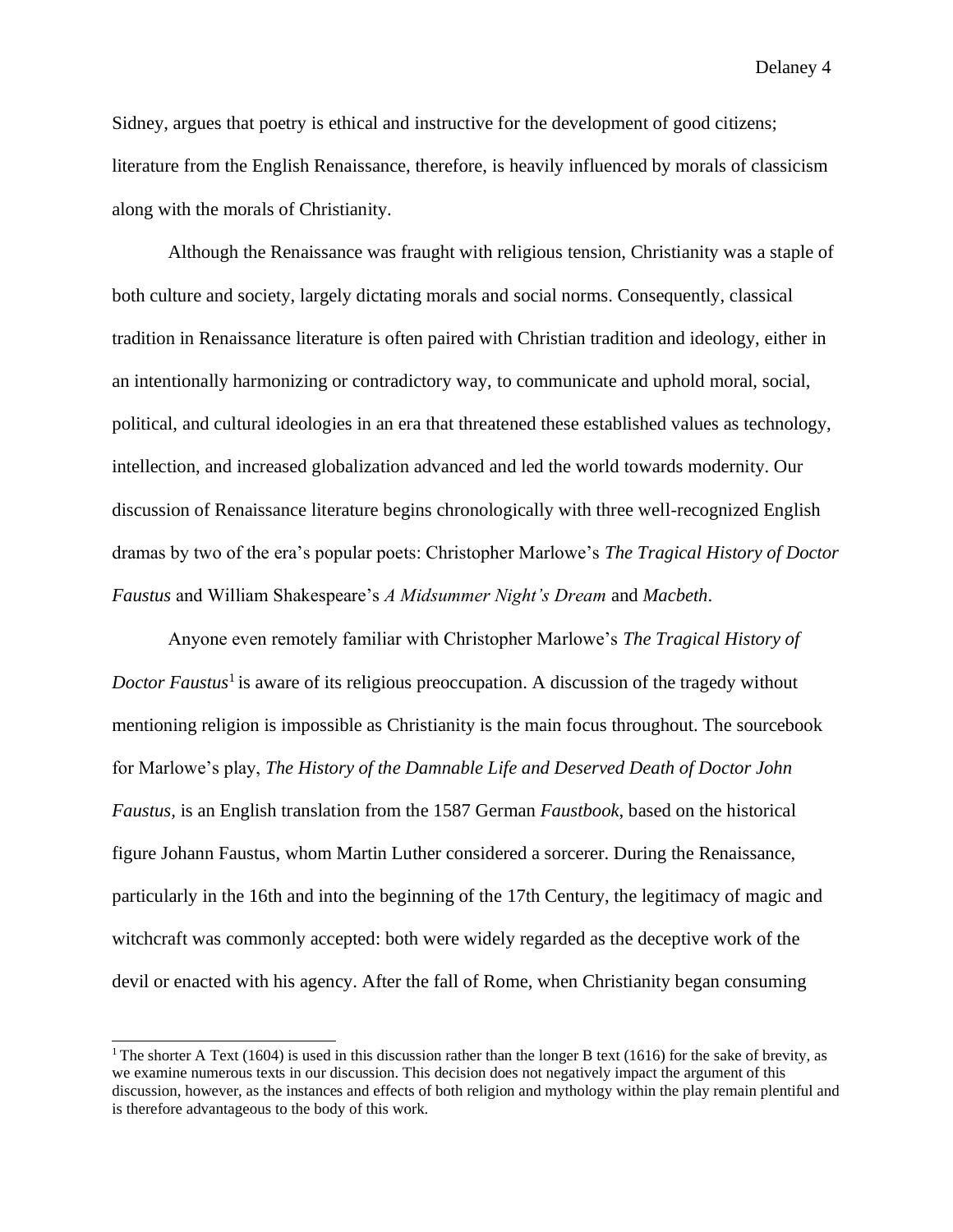Sidney, argues that poetry is ethical and instructive for the development of good citizens; literature from the English Renaissance, therefore, is heavily influenced by morals of classicism along with the morals of Christianity.

Although the Renaissance was fraught with religious tension, Christianity was a staple of both culture and society, largely dictating morals and social norms. Consequently, classical tradition in Renaissance literature is often paired with Christian tradition and ideology, either in an intentionally harmonizing or contradictory way, to communicate and uphold moral, social, political, and cultural ideologies in an era that threatened these established values as technology, intellection, and increased globalization advanced and led the world towards modernity. Our discussion of Renaissance literature begins chronologically with three well-recognized English dramas by two of the era's popular poets: Christopher Marlowe's *The Tragical History of Doctor Faustus* and William Shakespeare's *A Midsummer Night's Dream* and *Macbeth*.

Anyone even remotely familiar with Christopher Marlowe's *The Tragical History of Doctor Faustus*[1] is aware of its religious preoccupation. A discussion of the tragedy without mentioning religion is impossible as Christianity is the main focus throughout. The sourcebook for Marlowe's play, *The History of the Damnable Life and Deserved Death of Doctor John Faustus,* is an English translation from the 1587 German *Faustbook*, based on the historical figure Johann Faustus, whom Martin Luther considered a sorcerer. During the Renaissance, particularly in the 16th and into the beginning of the 17th Century, the legitimacy of magic and witchcraft was commonly accepted: both were widely regarded as the deceptive work of the devil or enacted with his agency. After the fall of Rome, when Christianity began consuming

[1] The shorter A Text (1604) is used in this discussion rather than the longer B text (1616) for the sake of brevity, as we examine numerous texts in our discussion. This decision does not negatively impact the argument of this discussion, however, as the instances and effects of both religion and mythology within the play remain plentiful and is therefore advantageous to the body of this work.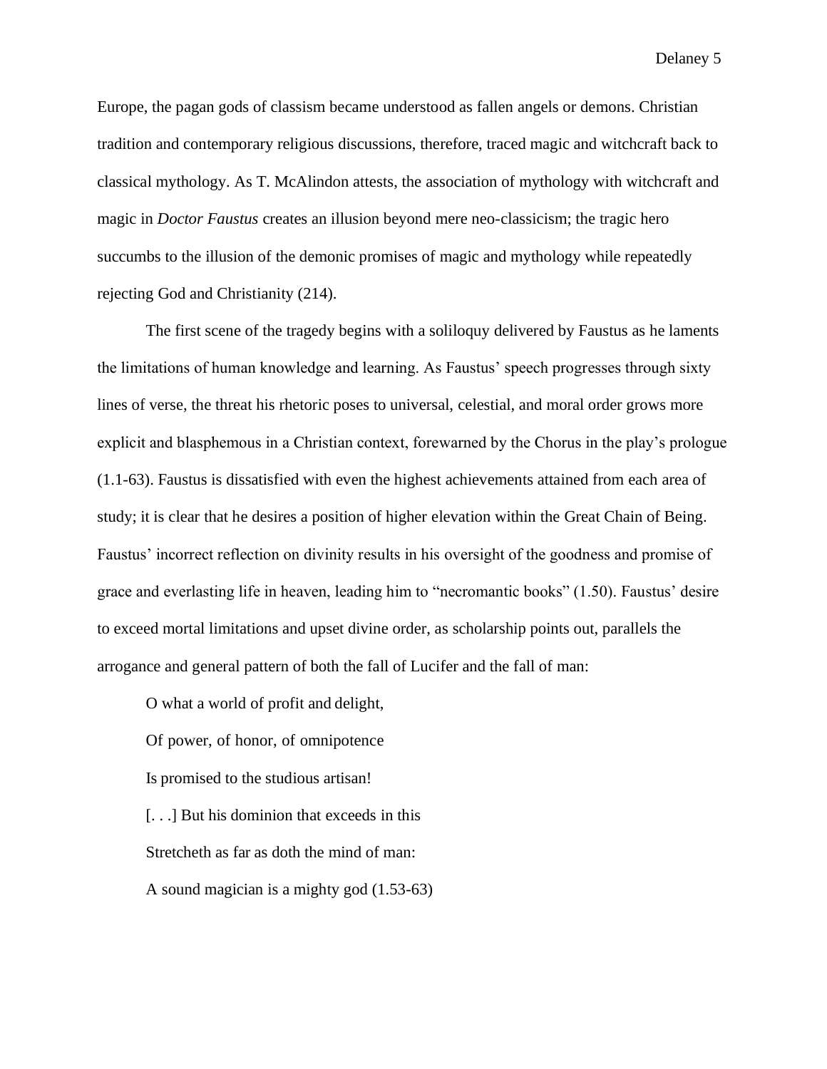Europe, the pagan gods of classism became understood as fallen angels or demons. Christian tradition and contemporary religious discussions, therefore, traced magic and witchcraft back to classical mythology. As T. McAlindon attests, the association of mythology with witchcraft and magic in *Doctor Faustus* creates an illusion beyond mere neo-classicism; the tragic hero succumbs to the illusion of the demonic promises of magic and mythology while repeatedly rejecting God and Christianity (214).

The first scene of the tragedy begins with a soliloquy delivered by Faustus as he laments the limitations of human knowledge and learning. As Faustus' speech progresses through sixty lines of verse, the threat his rhetoric poses to universal, celestial, and moral order grows more explicit and blasphemous in a Christian context, forewarned by the Chorus in the play's prologue (1.1-63). Faustus is dissatisfied with even the highest achievements attained from each area of study; it is clear that he desires a position of higher elevation within the Great Chain of Being. Faustus' incorrect reflection on divinity results in his oversight of the goodness and promise of grace and everlasting life in heaven, leading him to "necromantic books" (1.50). Faustus' desire to exceed mortal limitations and upset divine order, as scholarship points out, parallels the arrogance and general pattern of both the fall of Lucifer and the fall of man:

> O what a world of profit and delight,
>
> Of power, of honor, of omnipotence
>
> Is promised to the studious artisan!
>
> [. . .] But his dominion that exceeds in this
>
> Stretcheth as far as doth the mind of man:
>
> A sound magician is a mighty god (1.53-63)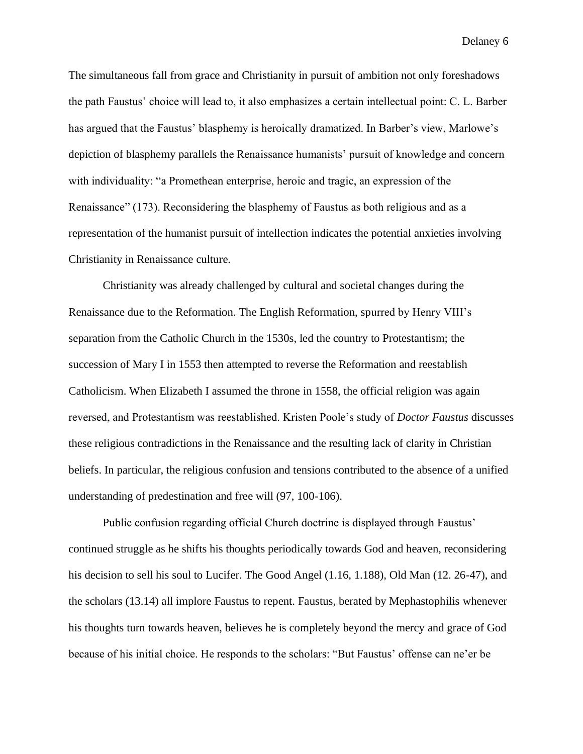The simultaneous fall from grace and Christianity in pursuit of ambition not only foreshadows the path Faustus' choice will lead to, it also emphasizes a certain intellectual point: C. L. Barber has argued that the Faustus' blasphemy is heroically dramatized. In Barber's view, Marlowe's depiction of blasphemy parallels the Renaissance humanists' pursuit of knowledge and concern with individuality: "a Promethean enterprise, heroic and tragic, an expression of the Renaissance" (173). Reconsidering the blasphemy of Faustus as both religious and as a representation of the humanist pursuit of intellection indicates the potential anxieties involving Christianity in Renaissance culture.

Christianity was already challenged by cultural and societal changes during the Renaissance due to the Reformation. The English Reformation, spurred by Henry VIII's separation from the Catholic Church in the 1530s, led the country to Protestantism; the succession of Mary I in 1553 then attempted to reverse the Reformation and reestablish Catholicism. When Elizabeth I assumed the throne in 1558, the official religion was again reversed, and Protestantism was reestablished. Kristen Poole's study of *Doctor Faustus* discusses these religious contradictions in the Renaissance and the resulting lack of clarity in Christian beliefs. In particular, the religious confusion and tensions contributed to the absence of a unified understanding of predestination and free will (97, 100-106).

Public confusion regarding official Church doctrine is displayed through Faustus' continued struggle as he shifts his thoughts periodically towards God and heaven, reconsidering his decision to sell his soul to Lucifer. The Good Angel (1.16, 1.188), Old Man (12. 26-47), and the scholars (13.14) all implore Faustus to repent. Faustus, berated by Mephastophilis whenever his thoughts turn towards heaven, believes he is completely beyond the mercy and grace of God because of his initial choice. He responds to the scholars: "But Faustus' offense can ne'er be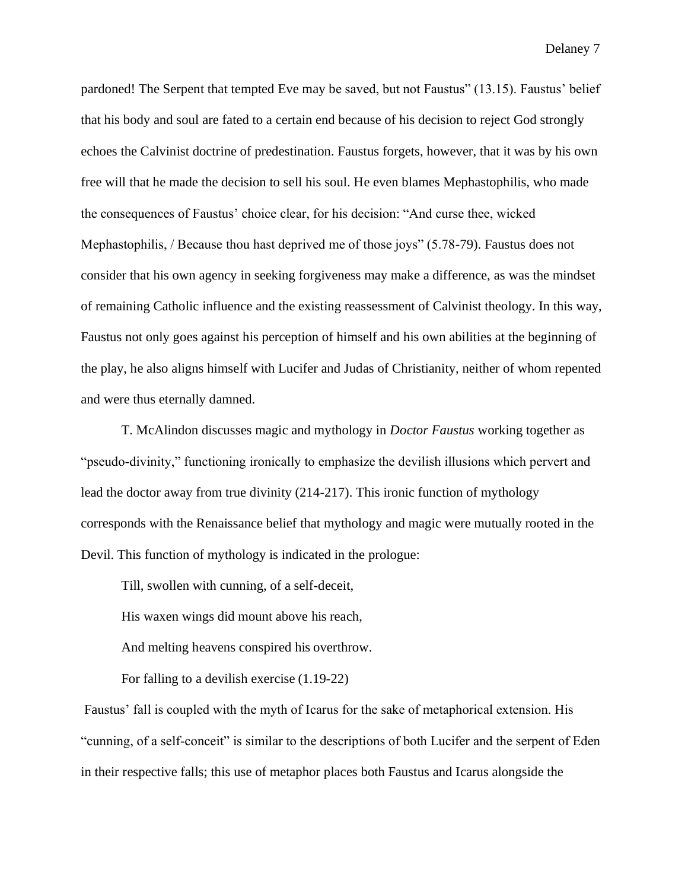pardoned! The Serpent that tempted Eve may be saved, but not Faustus" (13.15). Faustus' belief that his body and soul are fated to a certain end because of his decision to reject God strongly echoes the Calvinist doctrine of predestination. Faustus forgets, however, that it was by his own free will that he made the decision to sell his soul. He even blames Mephastophilis, who made the consequences of Faustus' choice clear, for his decision: "And curse thee, wicked Mephastophilis, / Because thou hast deprived me of those joys" (5.78-79). Faustus does not consider that his own agency in seeking forgiveness may make a difference, as was the mindset of remaining Catholic influence and the existing reassessment of Calvinist theology. In this way, Faustus not only goes against his perception of himself and his own abilities at the beginning of the play, he also aligns himself with Lucifer and Judas of Christianity, neither of whom repented and were thus eternally damned.

T. McAlindon discusses magic and mythology in *Doctor Faustus* working together as "pseudo-divinity," functioning ironically to emphasize the devilish illusions which pervert and lead the doctor away from true divinity (214-217). This ironic function of mythology corresponds with the Renaissance belief that mythology and magic were mutually rooted in the Devil. This function of mythology is indicated in the prologue:

> Till, swollen with cunning, of a self-deceit,
>
> His waxen wings did mount above his reach,
>
> And melting heavens conspired his overthrow.
>
> For falling to a devilish exercise (1.19-22)

Faustus' fall is coupled with the myth of Icarus for the sake of metaphorical extension. His "cunning, of a self-conceit" is similar to the descriptions of both Lucifer and the serpent of Eden in their respective falls; this use of metaphor places both Faustus and Icarus alongside the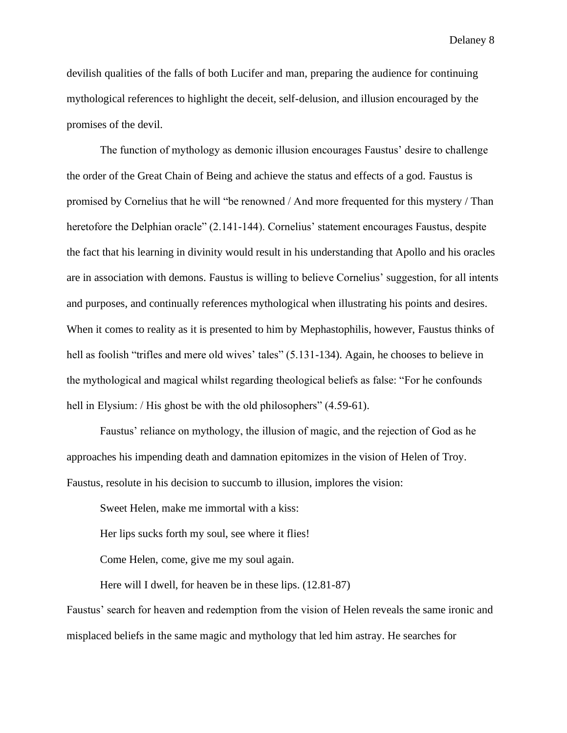devilish qualities of the falls of both Lucifer and man, preparing the audience for continuing mythological references to highlight the deceit, self-delusion, and illusion encouraged by the promises of the devil.

The function of mythology as demonic illusion encourages Faustus' desire to challenge the order of the Great Chain of Being and achieve the status and effects of a god. Faustus is promised by Cornelius that he will "be renowned / And more frequented for this mystery / Than heretofore the Delphian oracle" (2.141-144). Cornelius' statement encourages Faustus, despite the fact that his learning in divinity would result in his understanding that Apollo and his oracles are in association with demons. Faustus is willing to believe Cornelius' suggestion, for all intents and purposes, and continually references mythological when illustrating his points and desires. When it comes to reality as it is presented to him by Mephastophilis, however, Faustus thinks of hell as foolish "trifles and mere old wives' tales" (5.131-134). Again, he chooses to believe in the mythological and magical whilst regarding theological beliefs as false: "For he confounds hell in Elysium: / His ghost be with the old philosophers" (4.59-61).

Faustus' reliance on mythology, the illusion of magic, and the rejection of God as he approaches his impending death and damnation epitomizes in the vision of Helen of Troy. Faustus, resolute in his decision to succumb to illusion, implores the vision:

> Sweet Helen, make me immortal with a kiss:
>
> Her lips sucks forth my soul, see where it flies!
>
> Come Helen, come, give me my soul again.
>
> Here will I dwell, for heaven be in these lips. (12.81-87)

Faustus' search for heaven and redemption from the vision of Helen reveals the same ironic and misplaced beliefs in the same magic and mythology that led him astray. He searches for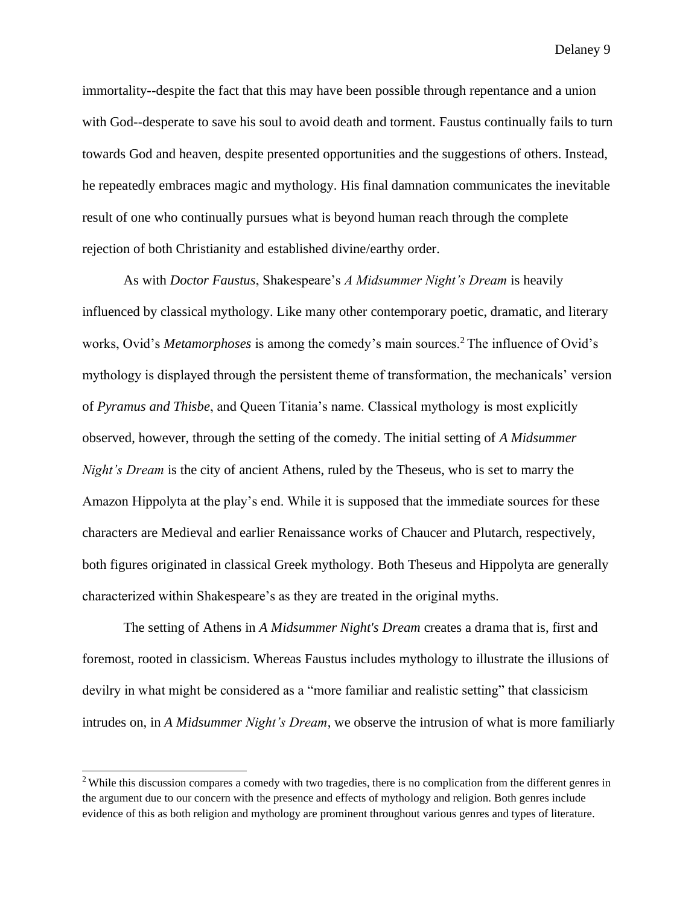immortality--despite the fact that this may have been possible through repentance and a union with God--desperate to save his soul to avoid death and torment. Faustus continually fails to turn towards God and heaven, despite presented opportunities and the suggestions of others. Instead, he repeatedly embraces magic and mythology. His final damnation communicates the inevitable result of one who continually pursues what is beyond human reach through the complete rejection of both Christianity and established divine/earthy order.

As with *Doctor Faustus*, Shakespeare's *A Midsummer Night's Dream* is heavily influenced by classical mythology. Like many other contemporary poetic, dramatic, and literary works, Ovid's *Metamorphoses* is among the comedy's main sources.[2] The influence of Ovid's mythology is displayed through the persistent theme of transformation, the mechanicals' version of *Pyramus and Thisbe*, and Queen Titania's name. Classical mythology is most explicitly observed, however, through the setting of the comedy. The initial setting of *A Midsummer Night's Dream* is the city of ancient Athens, ruled by the Theseus, who is set to marry the Amazon Hippolyta at the play's end. While it is supposed that the immediate sources for these characters are Medieval and earlier Renaissance works of Chaucer and Plutarch, respectively, both figures originated in classical Greek mythology. Both Theseus and Hippolyta are generally characterized within Shakespeare's as they are treated in the original myths.

The setting of Athens in *A Midsummer Night's Dream* creates a drama that is, first and foremost, rooted in classicism. Whereas Faustus includes mythology to illustrate the illusions of devilry in what might be considered as a "more familiar and realistic setting" that classicism intrudes on, in *A Midsummer Night's Dream*, we observe the intrusion of what is more familiarly

[2] While this discussion compares a comedy with two tragedies, there is no complication from the different genres in the argument due to our concern with the presence and effects of mythology and religion. Both genres include evidence of this as both religion and mythology are prominent throughout various genres and types of literature.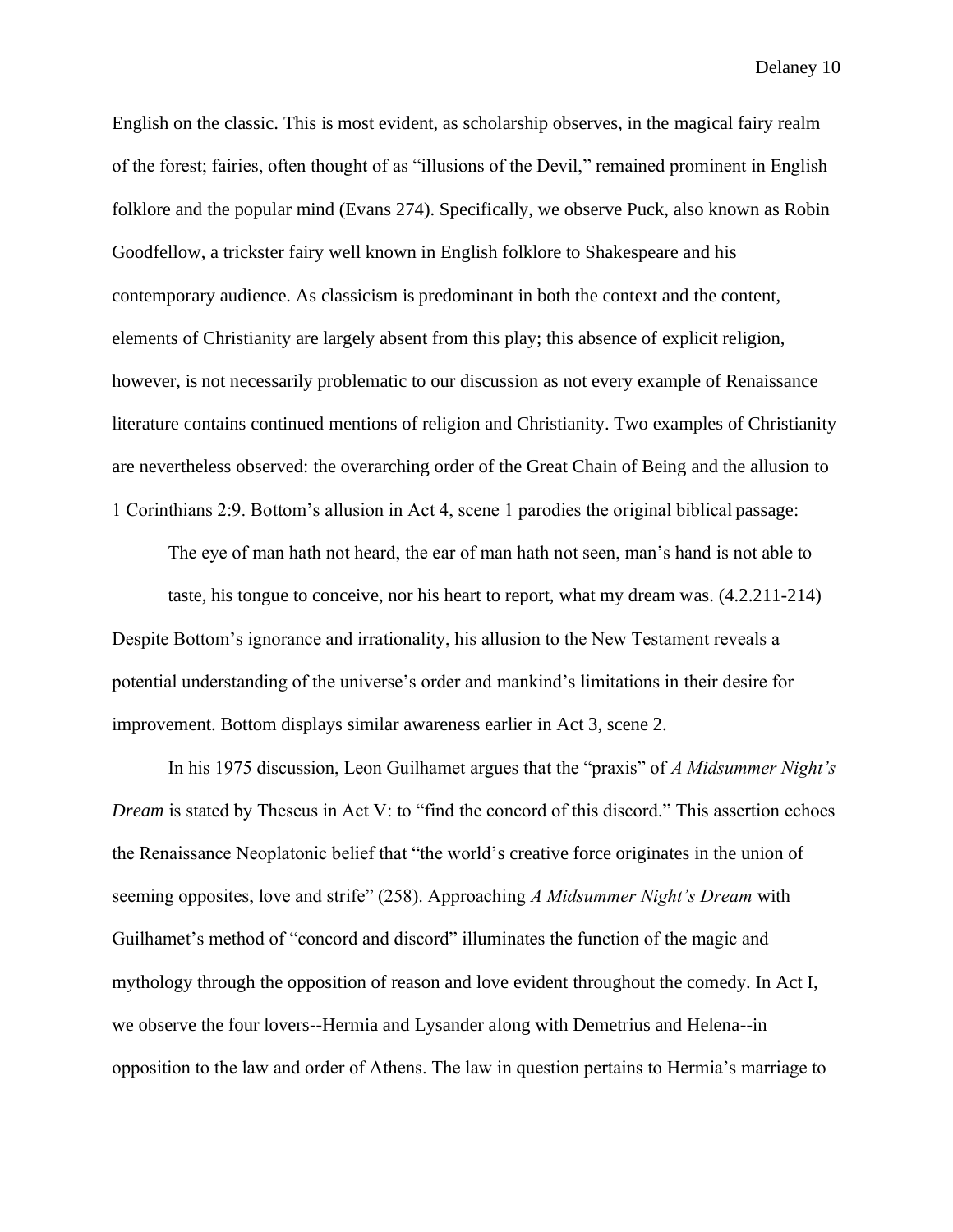English on the classic. This is most evident, as scholarship observes, in the magical fairy realm of the forest; fairies, often thought of as "illusions of the Devil," remained prominent in English folklore and the popular mind (Evans 274). Specifically, we observe Puck, also known as Robin Goodfellow, a trickster fairy well known in English folklore to Shakespeare and his contemporary audience. As classicism is predominant in both the context and the content, elements of Christianity are largely absent from this play; this absence of explicit religion, however, is not necessarily problematic to our discussion as not every example of Renaissance literature contains continued mentions of religion and Christianity. Two examples of Christianity are nevertheless observed: the overarching order of the Great Chain of Being and the allusion to 1 Corinthians 2:9. Bottom's allusion in Act 4, scene 1 parodies the original biblical passage:

> The eye of man hath not heard, the ear of man hath not seen, man's hand is not able to taste, his tongue to conceive, nor his heart to report, what my dream was. (4.2.211-214)

Despite Bottom's ignorance and irrationality, his allusion to the New Testament reveals a potential understanding of the universe's order and mankind's limitations in their desire for improvement. Bottom displays similar awareness earlier in Act 3, scene 2.

In his 1975 discussion, Leon Guilhamet argues that the "praxis" of *A Midsummer Night's Dream* is stated by Theseus in Act V: to "find the concord of this discord." This assertion echoes the Renaissance Neoplatonic belief that "the world's creative force originates in the union of seeming opposites, love and strife" (258). Approaching *A Midsummer Night's Dream* with Guilhamet's method of "concord and discord" illuminates the function of the magic and mythology through the opposition of reason and love evident throughout the comedy. In Act I, we observe the four lovers--Hermia and Lysander along with Demetrius and Helena--in opposition to the law and order of Athens. The law in question pertains to Hermia's marriage to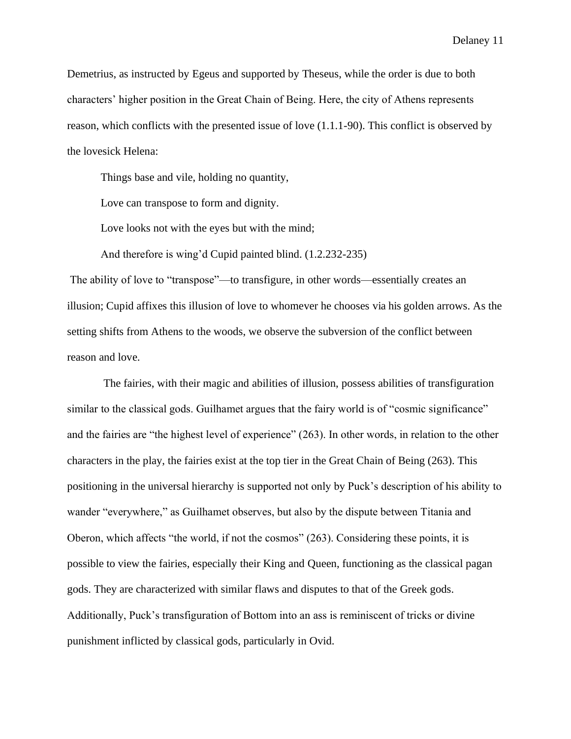Demetrius, as instructed by Egeus and supported by Theseus, while the order is due to both characters' higher position in the Great Chain of Being. Here, the city of Athens represents reason, which conflicts with the presented issue of love (1.1.1-90). This conflict is observed by the lovesick Helena:

> Things base and vile, holding no quantity,
>
> Love can transpose to form and dignity.
>
> Love looks not with the eyes but with the mind;
>
> And therefore is wing'd Cupid painted blind. (1.2.232-235)

The ability of love to "transpose"—to transfigure, in other words—essentially creates an illusion; Cupid affixes this illusion of love to whomever he chooses via his golden arrows. As the setting shifts from Athens to the woods, we observe the subversion of the conflict between reason and love.

The fairies, with their magic and abilities of illusion, possess abilities of transfiguration similar to the classical gods. Guilhamet argues that the fairy world is of "cosmic significance" and the fairies are "the highest level of experience" (263). In other words, in relation to the other characters in the play, the fairies exist at the top tier in the Great Chain of Being (263). This positioning in the universal hierarchy is supported not only by Puck's description of his ability to wander "everywhere," as Guilhamet observes, but also by the dispute between Titania and Oberon, which affects "the world, if not the cosmos" (263). Considering these points, it is possible to view the fairies, especially their King and Queen, functioning as the classical pagan gods. They are characterized with similar flaws and disputes to that of the Greek gods. Additionally, Puck's transfiguration of Bottom into an ass is reminiscent of tricks or divine punishment inflicted by classical gods, particularly in Ovid.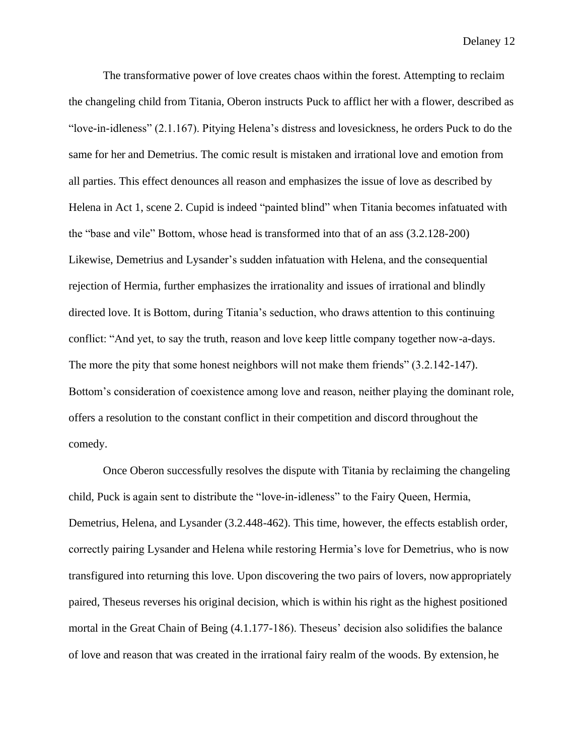The transformative power of love creates chaos within the forest. Attempting to reclaim the changeling child from Titania, Oberon instructs Puck to afflict her with a flower, described as "love-in-idleness" (2.1.167). Pitying Helena's distress and lovesickness, he orders Puck to do the same for her and Demetrius. The comic result is mistaken and irrational love and emotion from all parties. This effect denounces all reason and emphasizes the issue of love as described by Helena in Act 1, scene 2. Cupid is indeed "painted blind" when Titania becomes infatuated with the "base and vile" Bottom, whose head is transformed into that of an ass (3.2.128-200) Likewise, Demetrius and Lysander's sudden infatuation with Helena, and the consequential rejection of Hermia, further emphasizes the irrationality and issues of irrational and blindly directed love. It is Bottom, during Titania's seduction, who draws attention to this continuing conflict: "And yet, to say the truth, reason and love keep little company together now-a-days. The more the pity that some honest neighbors will not make them friends" (3.2.142-147). Bottom's consideration of coexistence among love and reason, neither playing the dominant role, offers a resolution to the constant conflict in their competition and discord throughout the comedy.

Once Oberon successfully resolves the dispute with Titania by reclaiming the changeling child, Puck is again sent to distribute the "love-in-idleness" to the Fairy Queen, Hermia, Demetrius, Helena, and Lysander (3.2.448-462). This time, however, the effects establish order, correctly pairing Lysander and Helena while restoring Hermia's love for Demetrius, who is now transfigured into returning this love. Upon discovering the two pairs of lovers, now appropriately paired, Theseus reverses his original decision, which is within his right as the highest positioned mortal in the Great Chain of Being (4.1.177-186). Theseus' decision also solidifies the balance of love and reason that was created in the irrational fairy realm of the woods. By extension, he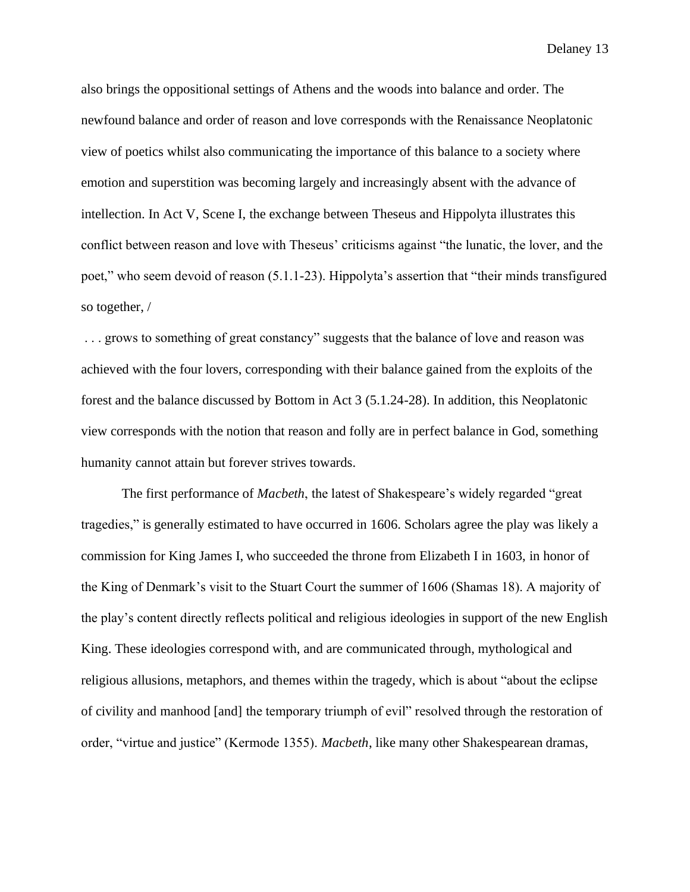also brings the oppositional settings of Athens and the woods into balance and order. The newfound balance and order of reason and love corresponds with the Renaissance Neoplatonic view of poetics whilst also communicating the importance of this balance to a society where emotion and superstition was becoming largely and increasingly absent with the advance of intellection. In Act V, Scene I, the exchange between Theseus and Hippolyta illustrates this conflict between reason and love with Theseus' criticisms against "the lunatic, the lover, and the poet," who seem devoid of reason (5.1.1-23). Hippolyta's assertion that "their minds transfigured so together, /

. . . grows to something of great constancy" suggests that the balance of love and reason was achieved with the four lovers, corresponding with their balance gained from the exploits of the forest and the balance discussed by Bottom in Act 3 (5.1.24-28). In addition, this Neoplatonic view corresponds with the notion that reason and folly are in perfect balance in God, something humanity cannot attain but forever strives towards.

The first performance of *Macbeth*, the latest of Shakespeare's widely regarded "great tragedies," is generally estimated to have occurred in 1606. Scholars agree the play was likely a commission for King James I, who succeeded the throne from Elizabeth I in 1603, in honor of the King of Denmark's visit to the Stuart Court the summer of 1606 (Shamas 18). A majority of the play's content directly reflects political and religious ideologies in support of the new English King. These ideologies correspond with, and are communicated through, mythological and religious allusions, metaphors, and themes within the tragedy, which is about "about the eclipse of civility and manhood [and] the temporary triumph of evil" resolved through the restoration of order, "virtue and justice" (Kermode 1355). *Macbeth*, like many other Shakespearean dramas,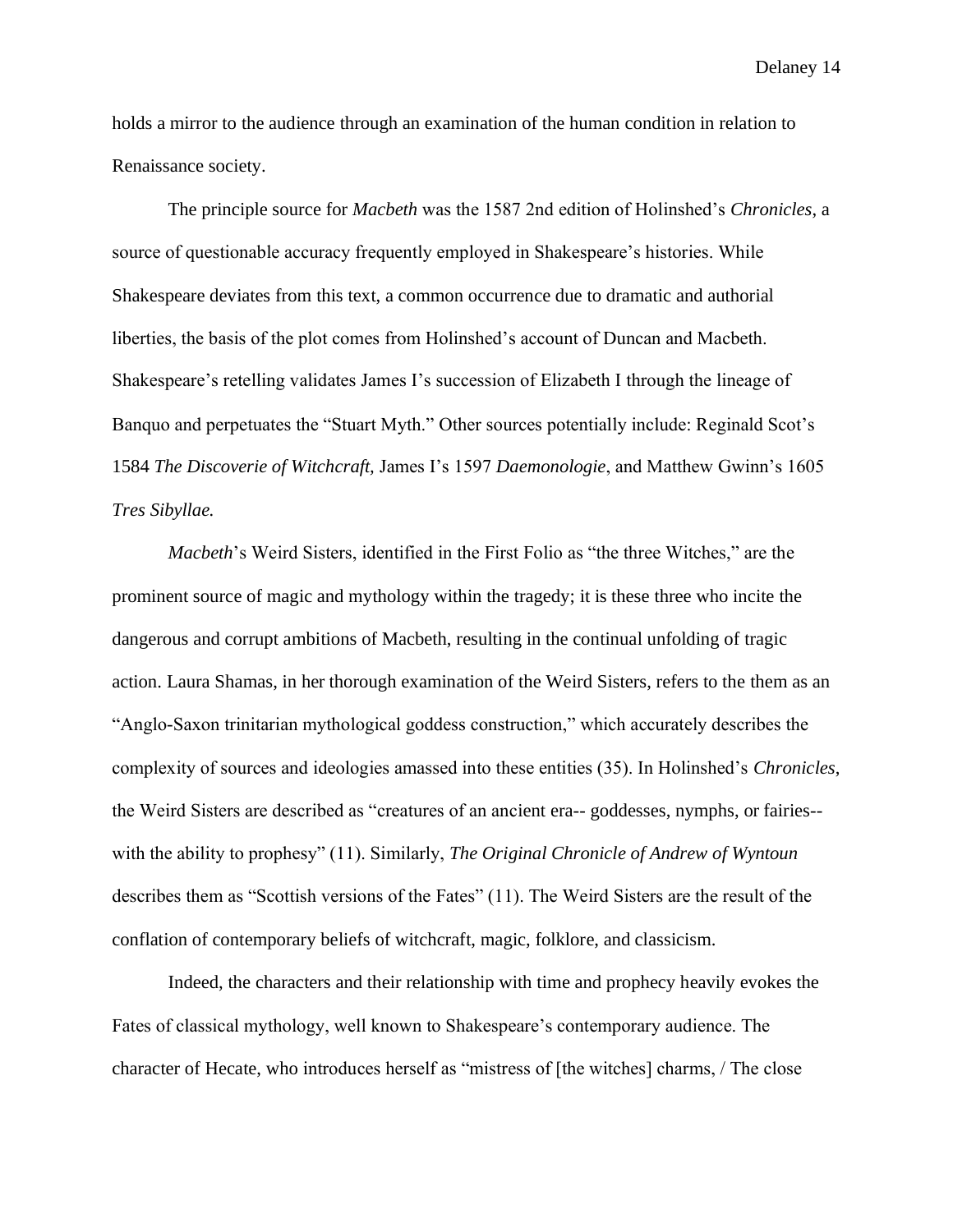holds a mirror to the audience through an examination of the human condition in relation to Renaissance society.

The principle source for *Macbeth* was the 1587 2nd edition of Holinshed's *Chronicles*, a source of questionable accuracy frequently employed in Shakespeare's histories. While Shakespeare deviates from this text, a common occurrence due to dramatic and authorial liberties, the basis of the plot comes from Holinshed's account of Duncan and Macbeth. Shakespeare's retelling validates James I's succession of Elizabeth I through the lineage of Banquo and perpetuates the "Stuart Myth." Other sources potentially include: Reginald Scot's 1584 *The Discoverie of Witchcraft,* James I's 1597 *Daemonologie*, and Matthew Gwinn's 1605 *Tres Sibyllae.*

*Macbeth*'s Weird Sisters, identified in the First Folio as "the three Witches," are the prominent source of magic and mythology within the tragedy; it is these three who incite the dangerous and corrupt ambitions of Macbeth, resulting in the continual unfolding of tragic action. Laura Shamas, in her thorough examination of the Weird Sisters, refers to the them as an "Anglo-Saxon trinitarian mythological goddess construction," which accurately describes the complexity of sources and ideologies amassed into these entities (35). In Holinshed's *Chronicles*, the Weird Sisters are described as "creatures of an ancient era-- goddesses, nymphs, or fairies-- with the ability to prophesy" (11). Similarly, *The Original Chronicle of Andrew of Wyntoun* describes them as "Scottish versions of the Fates" (11). The Weird Sisters are the result of the conflation of contemporary beliefs of witchcraft, magic, folklore, and classicism.

Indeed, the characters and their relationship with time and prophecy heavily evokes the Fates of classical mythology, well known to Shakespeare's contemporary audience. The character of Hecate, who introduces herself as "mistress of [the witches] charms, / The close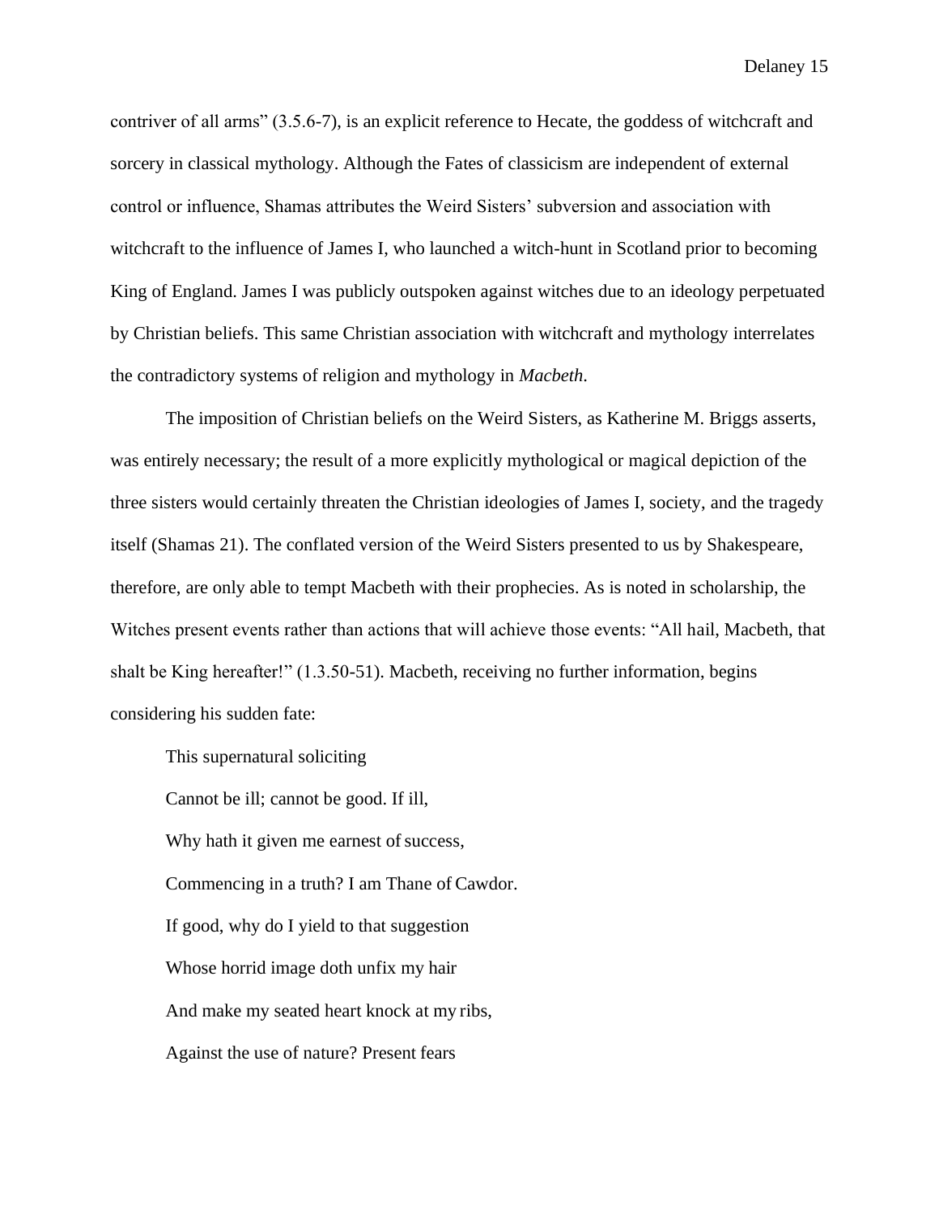contriver of all arms" (3.5.6-7), is an explicit reference to Hecate, the goddess of witchcraft and sorcery in classical mythology. Although the Fates of classicism are independent of external control or influence, Shamas attributes the Weird Sisters' subversion and association with witchcraft to the influence of James I, who launched a witch-hunt in Scotland prior to becoming King of England. James I was publicly outspoken against witches due to an ideology perpetuated by Christian beliefs. This same Christian association with witchcraft and mythology interrelates the contradictory systems of religion and mythology in *Macbeth*.

The imposition of Christian beliefs on the Weird Sisters, as Katherine M. Briggs asserts, was entirely necessary; the result of a more explicitly mythological or magical depiction of the three sisters would certainly threaten the Christian ideologies of James I, society, and the tragedy itself (Shamas 21). The conflated version of the Weird Sisters presented to us by Shakespeare, therefore, are only able to tempt Macbeth with their prophecies. As is noted in scholarship, the Witches present events rather than actions that will achieve those events: "All hail, Macbeth, that shalt be King hereafter!" (1.3.50-51). Macbeth, receiving no further information, begins considering his sudden fate:

> This supernatural soliciting
>
> Cannot be ill; cannot be good. If ill,
>
> Why hath it given me earnest of success,
>
> Commencing in a truth? I am Thane of Cawdor.
>
> If good, why do I yield to that suggestion
>
> Whose horrid image doth unfix my hair
>
> And make my seated heart knock at my ribs,
>
> Against the use of nature? Present fears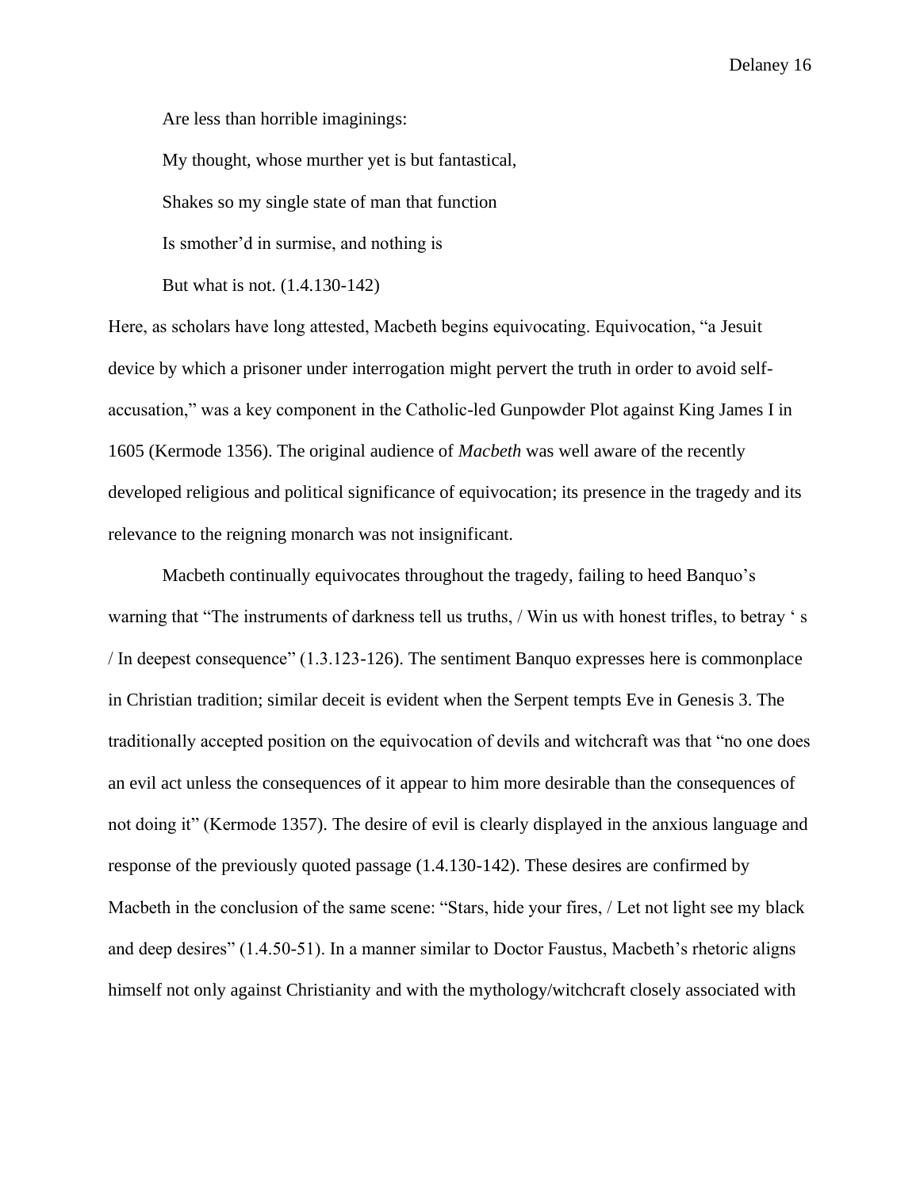> Are less than horrible imaginings:
>
> My thought, whose murther yet is but fantastical,
>
> Shakes so my single state of man that function
>
> Is smother'd in surmise, and nothing is
>
> But what is not. (1.4.130-142)

Here, as scholars have long attested, Macbeth begins equivocating. Equivocation, "a Jesuit device by which a prisoner under interrogation might pervert the truth in order to avoid self-accusation," was a key component in the Catholic-led Gunpowder Plot against King James I in 1605 (Kermode 1356). The original audience of *Macbeth* was well aware of the recently developed religious and political significance of equivocation; its presence in the tragedy and its relevance to the reigning monarch was not insignificant.

Macbeth continually equivocates throughout the tragedy, failing to heed Banquo's warning that "The instruments of darkness tell us truths, / Win us with honest trifles, to betray ' s / In deepest consequence" (1.3.123-126). The sentiment Banquo expresses here is commonplace in Christian tradition; similar deceit is evident when the Serpent tempts Eve in Genesis 3. The traditionally accepted position on the equivocation of devils and witchcraft was that "no one does an evil act unless the consequences of it appear to him more desirable than the consequences of not doing it" (Kermode 1357). The desire of evil is clearly displayed in the anxious language and response of the previously quoted passage (1.4.130-142). These desires are confirmed by Macbeth in the conclusion of the same scene: "Stars, hide your fires, / Let not light see my black and deep desires" (1.4.50-51). In a manner similar to Doctor Faustus, Macbeth's rhetoric aligns himself not only against Christianity and with the mythology/witchcraft closely associated with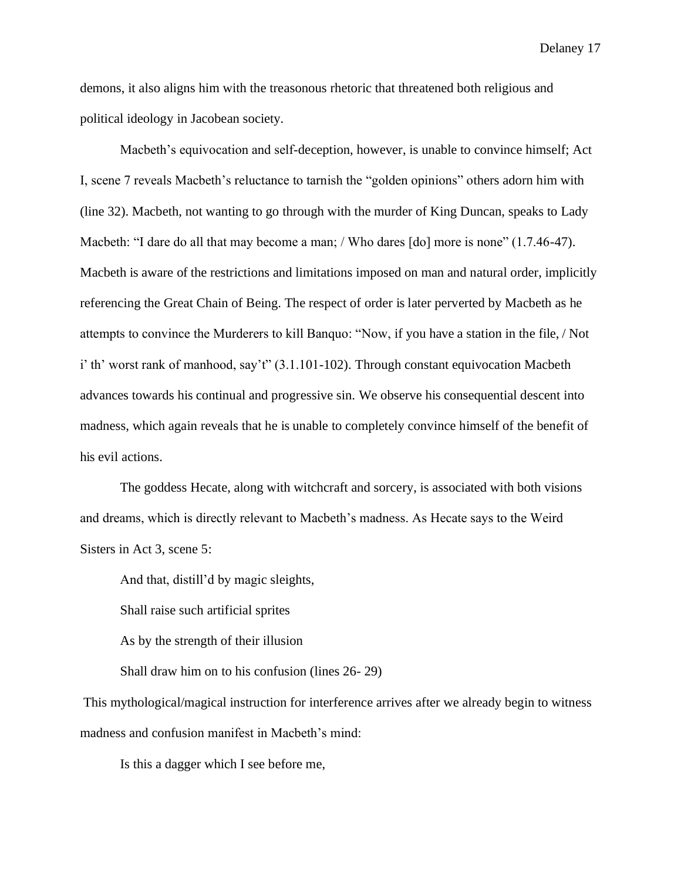demons, it also aligns him with the treasonous rhetoric that threatened both religious and political ideology in Jacobean society.

Macbeth's equivocation and self-deception, however, is unable to convince himself; Act I, scene 7 reveals Macbeth's reluctance to tarnish the "golden opinions" others adorn him with (line 32). Macbeth, not wanting to go through with the murder of King Duncan, speaks to Lady Macbeth: "I dare do all that may become a man; / Who dares [do] more is none" (1.7.46-47). Macbeth is aware of the restrictions and limitations imposed on man and natural order, implicitly referencing the Great Chain of Being. The respect of order is later perverted by Macbeth as he attempts to convince the Murderers to kill Banquo: "Now, if you have a station in the file, / Not i' th' worst rank of manhood, say't" (3.1.101-102). Through constant equivocation Macbeth advances towards his continual and progressive sin. We observe his consequential descent into madness, which again reveals that he is unable to completely convince himself of the benefit of his evil actions.

The goddess Hecate, along with witchcraft and sorcery, is associated with both visions and dreams, which is directly relevant to Macbeth's madness. As Hecate says to the Weird Sisters in Act 3, scene 5:

> And that, distill'd by magic sleights,
>
> Shall raise such artificial sprites
>
> As by the strength of their illusion
>
> Shall draw him on to his confusion (lines 26- 29)

This mythological/magical instruction for interference arrives after we already begin to witness madness and confusion manifest in Macbeth's mind:

> Is this a dagger which I see before me,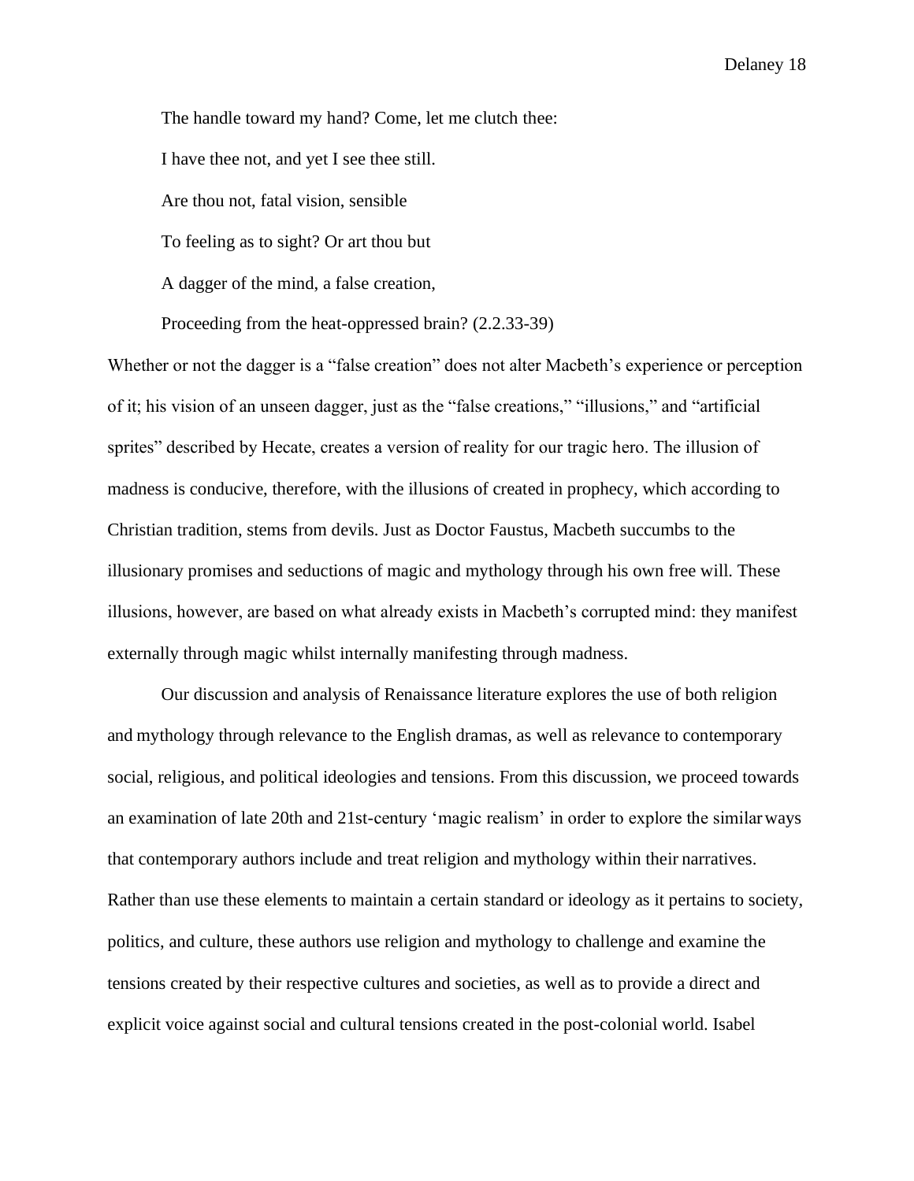The handle toward my hand? Come, let me clutch thee:

I have thee not, and yet I see thee still.

Are thou not, fatal vision, sensible

To feeling as to sight? Or art thou but

A dagger of the mind, a false creation,

Proceeding from the heat-oppressed brain? (2.2.33-39)

Whether or not the dagger is a "false creation" does not alter Macbeth's experience or perception of it; his vision of an unseen dagger, just as the "false creations," "illusions," and "artificial sprites" described by Hecate, creates a version of reality for our tragic hero. The illusion of madness is conducive, therefore, with the illusions of created in prophecy, which according to Christian tradition, stems from devils. Just as Doctor Faustus, Macbeth succumbs to the illusionary promises and seductions of magic and mythology through his own free will. These illusions, however, are based on what already exists in Macbeth's corrupted mind: they manifest externally through magic whilst internally manifesting through madness.

Our discussion and analysis of Renaissance literature explores the use of both religion and mythology through relevance to the English dramas, as well as relevance to contemporary social, religious, and political ideologies and tensions. From this discussion, we proceed towards an examination of late 20th and 21st-century 'magic realism' in order to explore the similar ways that contemporary authors include and treat religion and mythology within their narratives. Rather than use these elements to maintain a certain standard or ideology as it pertains to society, politics, and culture, these authors use religion and mythology to challenge and examine the tensions created by their respective cultures and societies, as well as to provide a direct and explicit voice against social and cultural tensions created in the post-colonial world. Isabel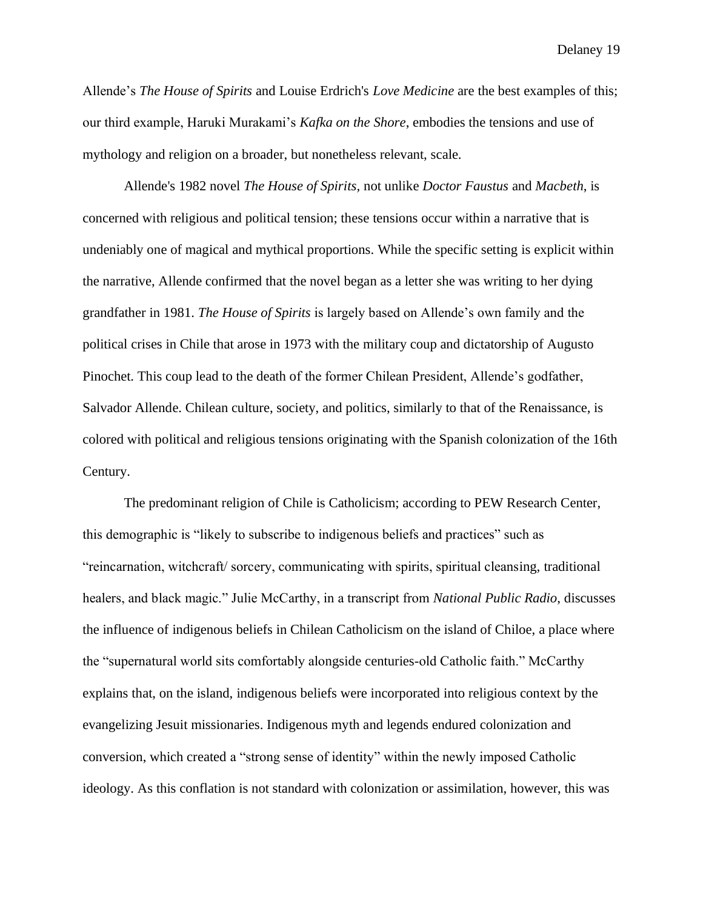Allende's *The House of Spirits* and Louise Erdrich's *Love Medicine* are the best examples of this; our third example, Haruki Murakami's *Kafka on the Shore*, embodies the tensions and use of mythology and religion on a broader, but nonetheless relevant, scale.

Allende's 1982 novel *The House of Spirits,* not unlike *Doctor Faustus* and *Macbeth*, is concerned with religious and political tension; these tensions occur within a narrative that is undeniably one of magical and mythical proportions. While the specific setting is explicit within the narrative, Allende confirmed that the novel began as a letter she was writing to her dying grandfather in 1981. *The House of Spirits* is largely based on Allende's own family and the political crises in Chile that arose in 1973 with the military coup and dictatorship of Augusto Pinochet. This coup lead to the death of the former Chilean President, Allende's godfather, Salvador Allende. Chilean culture, society, and politics, similarly to that of the Renaissance, is colored with political and religious tensions originating with the Spanish colonization of the 16th Century.

The predominant religion of Chile is Catholicism; according to PEW Research Center, this demographic is "likely to subscribe to indigenous beliefs and practices" such as "reincarnation, witchcraft/ sorcery, communicating with spirits, spiritual cleansing, traditional healers, and black magic." Julie McCarthy, in a transcript from *National Public Radio*, discusses the influence of indigenous beliefs in Chilean Catholicism on the island of Chiloe, a place where the "supernatural world sits comfortably alongside centuries-old Catholic faith." McCarthy explains that, on the island, indigenous beliefs were incorporated into religious context by the evangelizing Jesuit missionaries. Indigenous myth and legends endured colonization and conversion, which created a "strong sense of identity" within the newly imposed Catholic ideology. As this conflation is not standard with colonization or assimilation, however, this was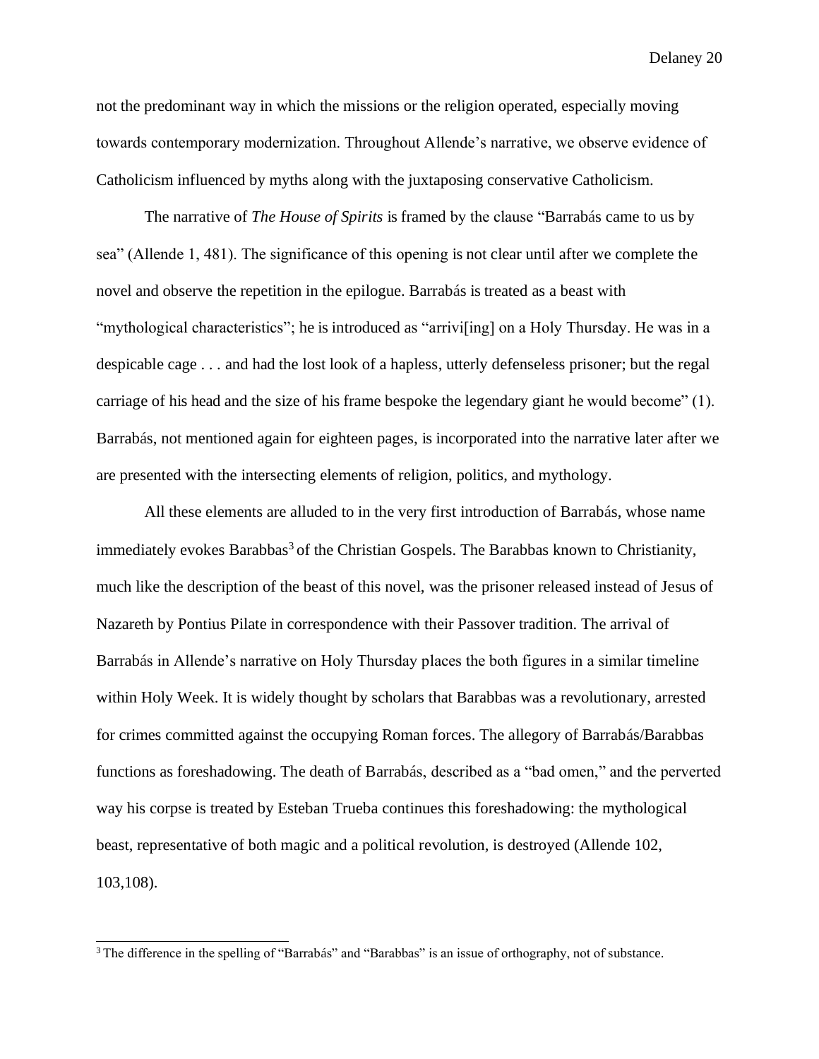not the predominant way in which the missions or the religion operated, especially moving towards contemporary modernization. Throughout Allende's narrative, we observe evidence of Catholicism influenced by myths along with the juxtaposing conservative Catholicism.

The narrative of *The House of Spirits* is framed by the clause "Barrabás came to us by sea" (Allende 1, 481). The significance of this opening is not clear until after we complete the novel and observe the repetition in the epilogue. Barrabás is treated as a beast with "mythological characteristics"; he is introduced as "arrivi[ing] on a Holy Thursday. He was in a despicable cage . . . and had the lost look of a hapless, utterly defenseless prisoner; but the regal carriage of his head and the size of his frame bespoke the legendary giant he would become" (1). Barrabás, not mentioned again for eighteen pages, is incorporated into the narrative later after we are presented with the intersecting elements of religion, politics, and mythology.

All these elements are alluded to in the very first introduction of Barrabás, whose name immediately evokes Barabbas[3] of the Christian Gospels. The Barabbas known to Christianity, much like the description of the beast of this novel, was the prisoner released instead of Jesus of Nazareth by Pontius Pilate in correspondence with their Passover tradition. The arrival of Barrabás in Allende's narrative on Holy Thursday places the both figures in a similar timeline within Holy Week. It is widely thought by scholars that Barabbas was a revolutionary, arrested for crimes committed against the occupying Roman forces. The allegory of Barrabás/Barabbas functions as foreshadowing. The death of Barrabás, described as a "bad omen," and the perverted way his corpse is treated by Esteban Trueba continues this foreshadowing: the mythological beast, representative of both magic and a political revolution, is destroyed (Allende 102, 103,108).

[3] The difference in the spelling of "Barrabás" and "Barabbas" is an issue of orthography, not of substance.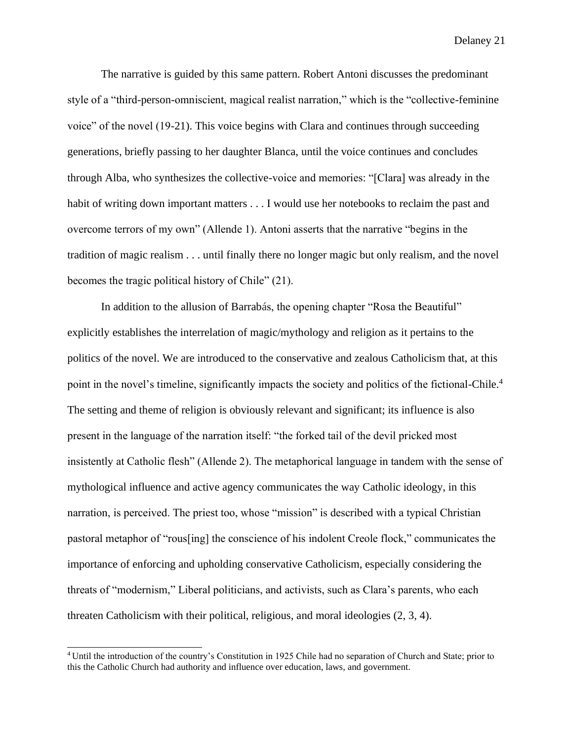The narrative is guided by this same pattern. Robert Antoni discusses the predominant style of a "third-person-omniscient, magical realist narration," which is the "collective-feminine voice" of the novel (19-21). This voice begins with Clara and continues through succeeding generations, briefly passing to her daughter Blanca, until the voice continues and concludes through Alba, who synthesizes the collective-voice and memories: "[Clara] was already in the habit of writing down important matters . . . I would use her notebooks to reclaim the past and overcome terrors of my own" (Allende 1). Antoni asserts that the narrative "begins in the tradition of magic realism . . . until finally there no longer magic but only realism, and the novel becomes the tragic political history of Chile" (21).

In addition to the allusion of Barrabás, the opening chapter "Rosa the Beautiful" explicitly establishes the interrelation of magic/mythology and religion as it pertains to the politics of the novel. We are introduced to the conservative and zealous Catholicism that, at this point in the novel's timeline, significantly impacts the society and politics of the fictional-Chile.[4] The setting and theme of religion is obviously relevant and significant; its influence is also present in the language of the narration itself: "the forked tail of the devil pricked most insistently at Catholic flesh" (Allende 2). The metaphorical language in tandem with the sense of mythological influence and active agency communicates the way Catholic ideology, in this narration, is perceived. The priest too, whose "mission" is described with a typical Christian pastoral metaphor of "rous[ing] the conscience of his indolent Creole flock," communicates the importance of enforcing and upholding conservative Catholicism, especially considering the threats of "modernism," Liberal politicians, and activists, such as Clara's parents, who each threaten Catholicism with their political, religious, and moral ideologies (2, 3, 4).

[4] Until the introduction of the country's Constitution in 1925 Chile had no separation of Church and State; prior to this the Catholic Church had authority and influence over education, laws, and government.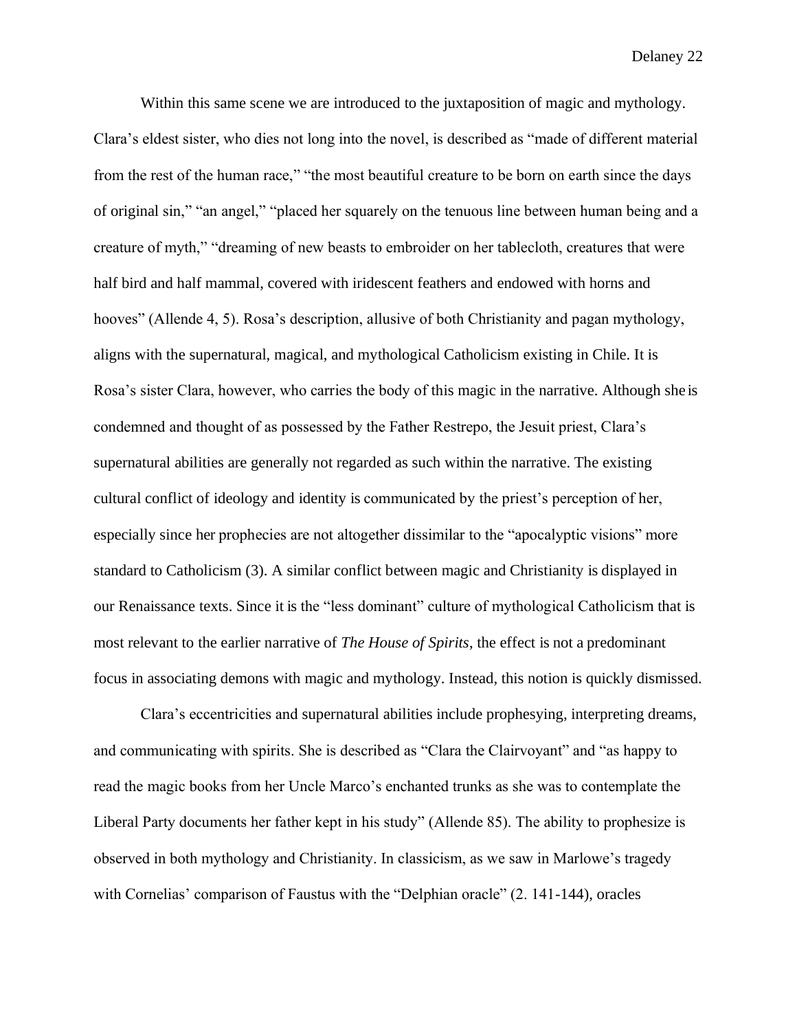Within this same scene we are introduced to the juxtaposition of magic and mythology. Clara's eldest sister, who dies not long into the novel, is described as "made of different material from the rest of the human race," "the most beautiful creature to be born on earth since the days of original sin," "an angel," "placed her squarely on the tenuous line between human being and a creature of myth," "dreaming of new beasts to embroider on her tablecloth, creatures that were half bird and half mammal, covered with iridescent feathers and endowed with horns and hooves" (Allende 4, 5). Rosa's description, allusive of both Christianity and pagan mythology, aligns with the supernatural, magical, and mythological Catholicism existing in Chile. It is Rosa's sister Clara, however, who carries the body of this magic in the narrative. Although she is condemned and thought of as possessed by the Father Restrepo, the Jesuit priest, Clara's supernatural abilities are generally not regarded as such within the narrative. The existing cultural conflict of ideology and identity is communicated by the priest's perception of her, especially since her prophecies are not altogether dissimilar to the "apocalyptic visions" more standard to Catholicism (3). A similar conflict between magic and Christianity is displayed in our Renaissance texts. Since it is the "less dominant" culture of mythological Catholicism that is most relevant to the earlier narrative of *The House of Spirits*, the effect is not a predominant focus in associating demons with magic and mythology. Instead, this notion is quickly dismissed.

Clara's eccentricities and supernatural abilities include prophesying, interpreting dreams, and communicating with spirits. She is described as "Clara the Clairvoyant" and "as happy to read the magic books from her Uncle Marco's enchanted trunks as she was to contemplate the Liberal Party documents her father kept in his study" (Allende 85). The ability to prophesize is observed in both mythology and Christianity. In classicism, as we saw in Marlowe's tragedy with Cornelias' comparison of Faustus with the "Delphian oracle" (2. 141-144), oracles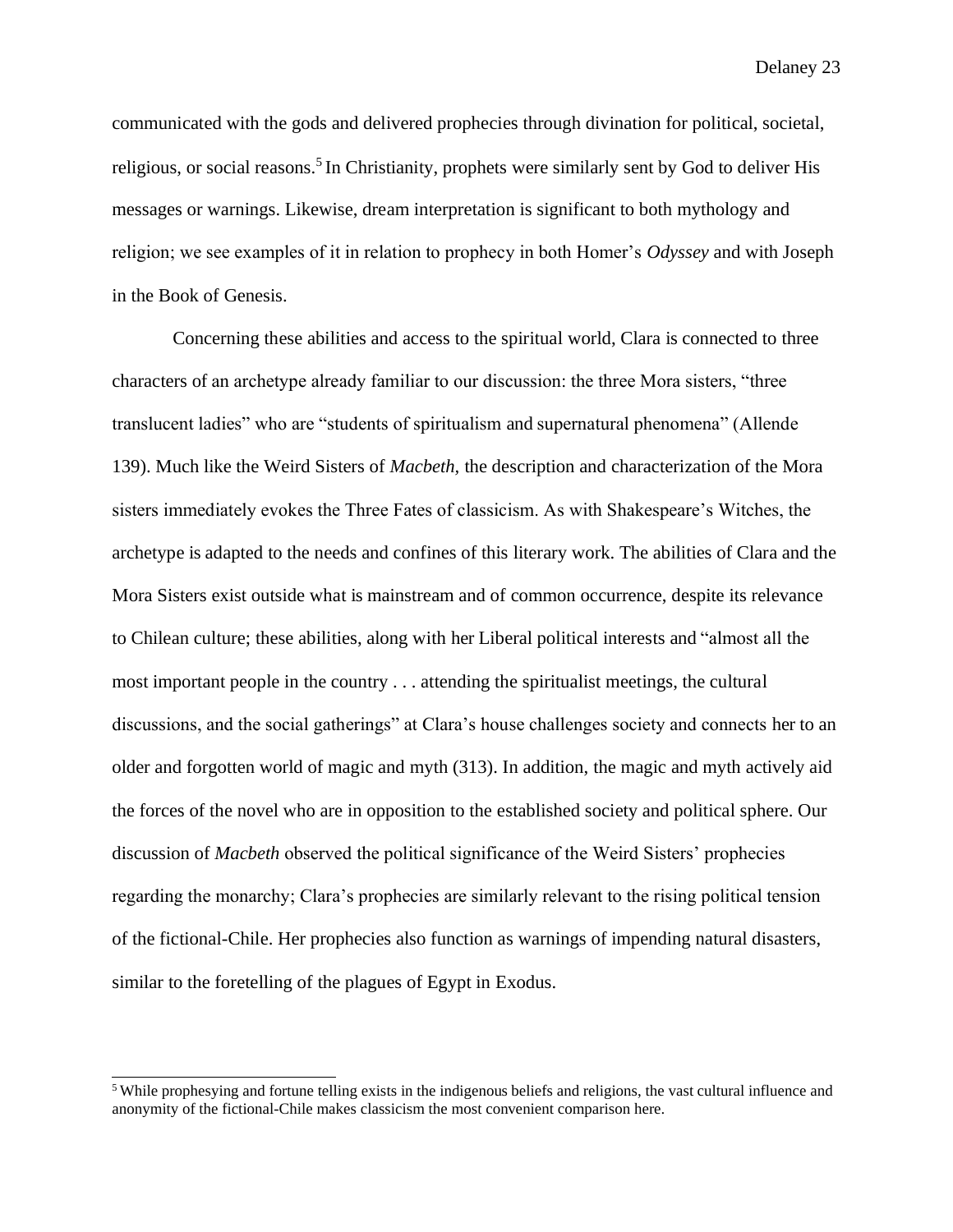communicated with the gods and delivered prophecies through divination for political, societal, religious, or social reasons.[5] In Christianity, prophets were similarly sent by God to deliver His messages or warnings. Likewise, dream interpretation is significant to both mythology and religion; we see examples of it in relation to prophecy in both Homer's *Odyssey* and with Joseph in the Book of Genesis.

Concerning these abilities and access to the spiritual world, Clara is connected to three characters of an archetype already familiar to our discussion: the three Mora sisters, "three translucent ladies" who are "students of spiritualism and supernatural phenomena" (Allende 139). Much like the Weird Sisters of *Macbeth*, the description and characterization of the Mora sisters immediately evokes the Three Fates of classicism. As with Shakespeare's Witches, the archetype is adapted to the needs and confines of this literary work. The abilities of Clara and the Mora Sisters exist outside what is mainstream and of common occurrence, despite its relevance to Chilean culture; these abilities, along with her Liberal political interests and "almost all the most important people in the country . . . attending the spiritualist meetings, the cultural discussions, and the social gatherings" at Clara's house challenges society and connects her to an older and forgotten world of magic and myth (313). In addition, the magic and myth actively aid the forces of the novel who are in opposition to the established society and political sphere. Our discussion of *Macbeth* observed the political significance of the Weird Sisters' prophecies regarding the monarchy; Clara's prophecies are similarly relevant to the rising political tension of the fictional-Chile. Her prophecies also function as warnings of impending natural disasters, similar to the foretelling of the plagues of Egypt in Exodus.

---

[5] While prophesying and fortune telling exists in the indigenous beliefs and religions, the vast cultural influence and anonymity of the fictional-Chile makes classicism the most convenient comparison here.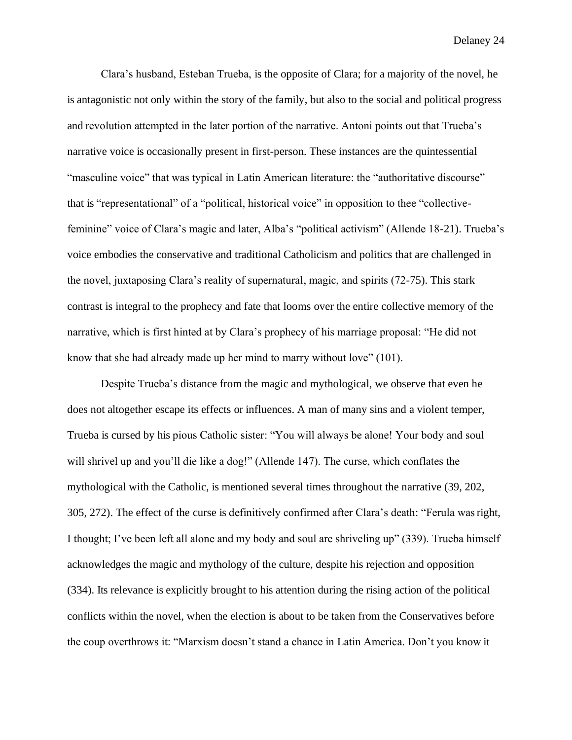Clara's husband, Esteban Trueba, is the opposite of Clara; for a majority of the novel, he is antagonistic not only within the story of the family, but also to the social and political progress and revolution attempted in the later portion of the narrative. Antoni points out that Trueba's narrative voice is occasionally present in first-person. These instances are the quintessential "masculine voice" that was typical in Latin American literature: the "authoritative discourse" that is "representational" of a "political, historical voice" in opposition to thee "collective-feminine" voice of Clara's magic and later, Alba's "political activism" (Allende 18-21). Trueba's voice embodies the conservative and traditional Catholicism and politics that are challenged in the novel, juxtaposing Clara's reality of supernatural, magic, and spirits (72-75). This stark contrast is integral to the prophecy and fate that looms over the entire collective memory of the narrative, which is first hinted at by Clara's prophecy of his marriage proposal: "He did not know that she had already made up her mind to marry without love" (101).

Despite Trueba's distance from the magic and mythological, we observe that even he does not altogether escape its effects or influences. A man of many sins and a violent temper, Trueba is cursed by his pious Catholic sister: "You will always be alone! Your body and soul will shrivel up and you'll die like a dog!" (Allende 147). The curse, which conflates the mythological with the Catholic, is mentioned several times throughout the narrative (39, 202, 305, 272). The effect of the curse is definitively confirmed after Clara's death: "Ferula was right, I thought; I've been left all alone and my body and soul are shriveling up" (339). Trueba himself acknowledges the magic and mythology of the culture, despite his rejection and opposition (334). Its relevance is explicitly brought to his attention during the rising action of the political conflicts within the novel, when the election is about to be taken from the Conservatives before the coup overthrows it: "Marxism doesn't stand a chance in Latin America. Don't you know it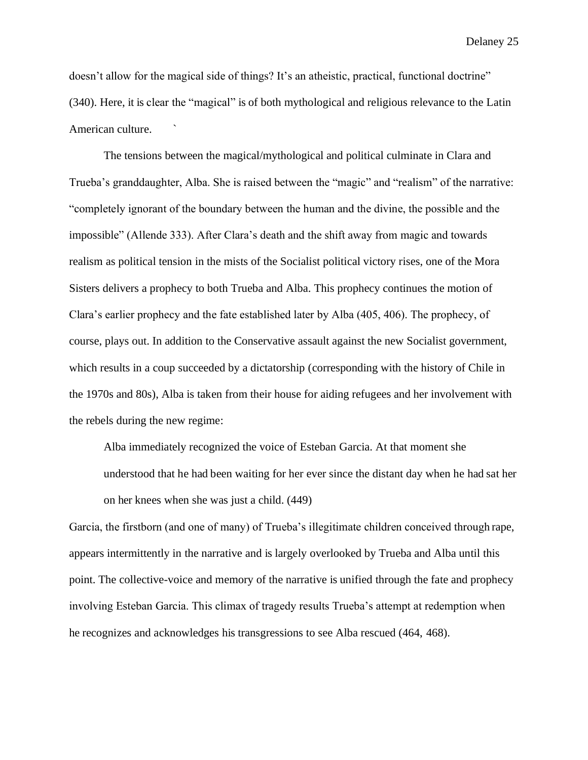doesn't allow for the magical side of things? It's an atheistic, practical, functional doctrine" (340). Here, it is clear the "magical" is of both mythological and religious relevance to the Latin American culture. `

The tensions between the magical/mythological and political culminate in Clara and Trueba's granddaughter, Alba. She is raised between the "magic" and "realism" of the narrative: "completely ignorant of the boundary between the human and the divine, the possible and the impossible" (Allende 333). After Clara's death and the shift away from magic and towards realism as political tension in the mists of the Socialist political victory rises, one of the Mora Sisters delivers a prophecy to both Trueba and Alba. This prophecy continues the motion of Clara's earlier prophecy and the fate established later by Alba (405, 406). The prophecy, of course, plays out. In addition to the Conservative assault against the new Socialist government, which results in a coup succeeded by a dictatorship (corresponding with the history of Chile in the 1970s and 80s), Alba is taken from their house for aiding refugees and her involvement with the rebels during the new regime:

> Alba immediately recognized the voice of Esteban Garcia. At that moment she understood that he had been waiting for her ever since the distant day when he had sat her on her knees when she was just a child. (449)

Garcia, the firstborn (and one of many) of Trueba's illegitimate children conceived through rape, appears intermittently in the narrative and is largely overlooked by Trueba and Alba until this point. The collective-voice and memory of the narrative is unified through the fate and prophecy involving Esteban Garcia. This climax of tragedy results Trueba's attempt at redemption when he recognizes and acknowledges his transgressions to see Alba rescued (464, 468).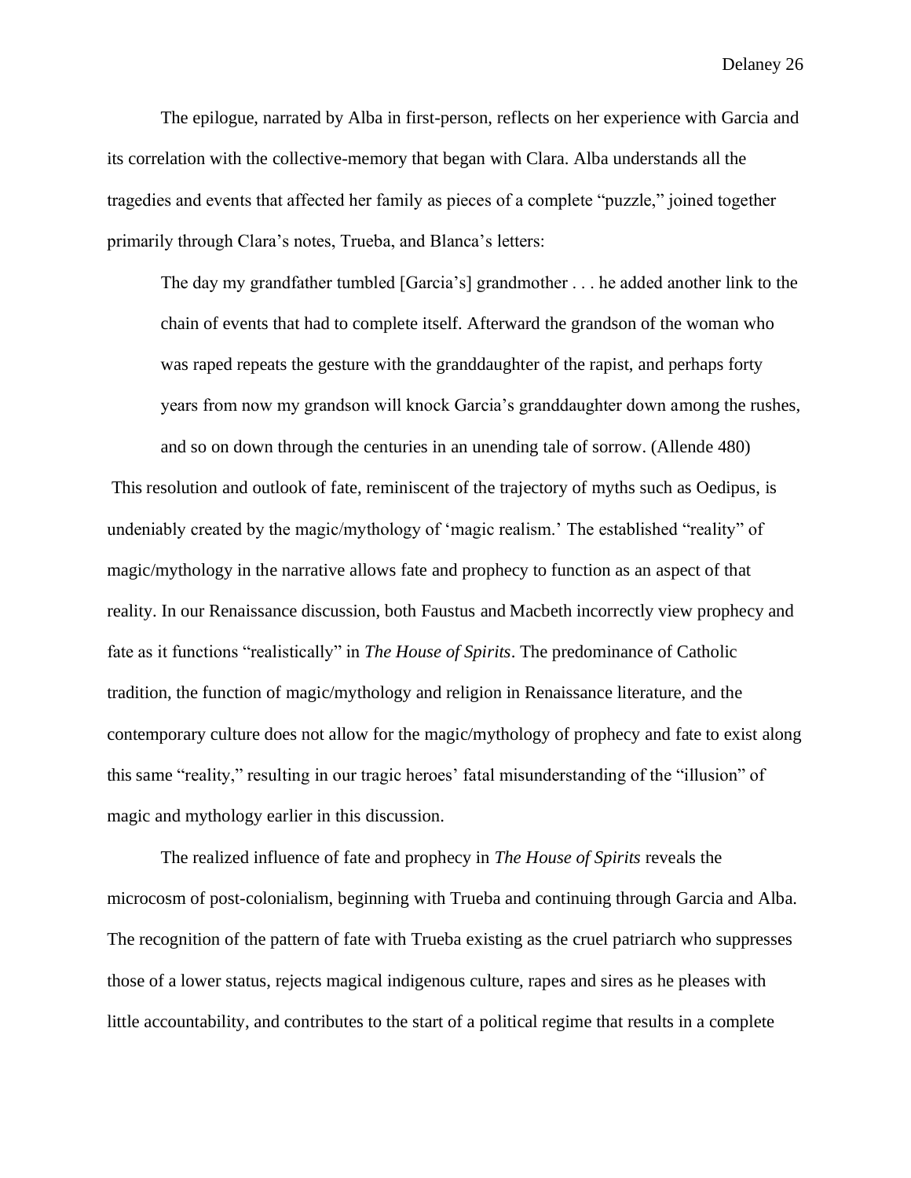The epilogue, narrated by Alba in first-person, reflects on her experience with Garcia and its correlation with the collective-memory that began with Clara. Alba understands all the tragedies and events that affected her family as pieces of a complete "puzzle," joined together primarily through Clara's notes, Trueba, and Blanca's letters:

> The day my grandfather tumbled [Garcia's] grandmother . . . he added another link to the chain of events that had to complete itself. Afterward the grandson of the woman who was raped repeats the gesture with the granddaughter of the rapist, and perhaps forty years from now my grandson will knock Garcia's granddaughter down among the rushes, and so on down through the centuries in an unending tale of sorrow. (Allende 480)

This resolution and outlook of fate, reminiscent of the trajectory of myths such as Oedipus, is undeniably created by the magic/mythology of 'magic realism.' The established "reality" of magic/mythology in the narrative allows fate and prophecy to function as an aspect of that reality. In our Renaissance discussion, both Faustus and Macbeth incorrectly view prophecy and fate as it functions "realistically" in *The House of Spirits*. The predominance of Catholic tradition, the function of magic/mythology and religion in Renaissance literature, and the contemporary culture does not allow for the magic/mythology of prophecy and fate to exist along this same "reality," resulting in our tragic heroes' fatal misunderstanding of the "illusion" of magic and mythology earlier in this discussion.

The realized influence of fate and prophecy in *The House of Spirits* reveals the microcosm of post-colonialism, beginning with Trueba and continuing through Garcia and Alba. The recognition of the pattern of fate with Trueba existing as the cruel patriarch who suppresses those of a lower status, rejects magical indigenous culture, rapes and sires as he pleases with little accountability, and contributes to the start of a political regime that results in a complete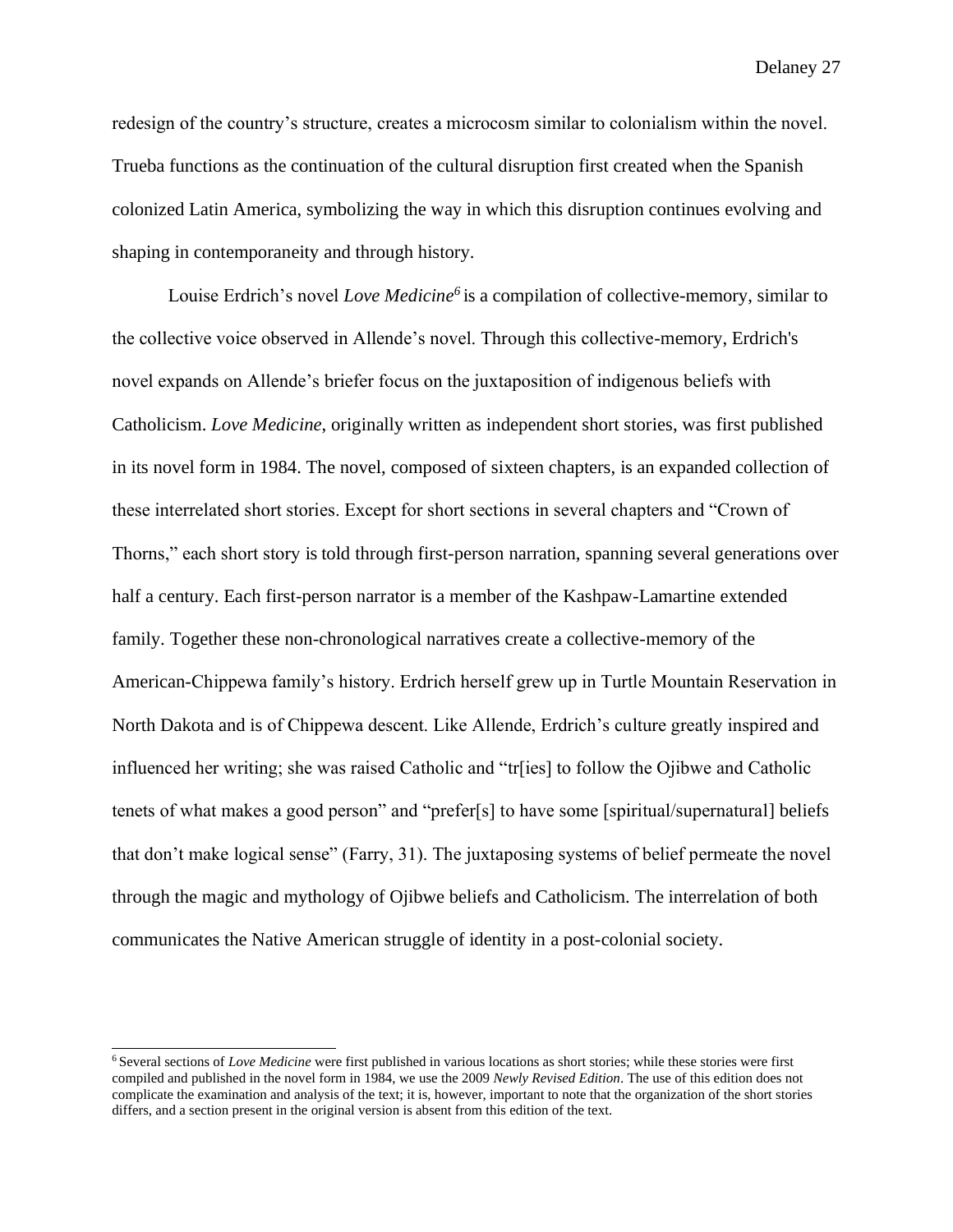redesign of the country's structure, creates a microcosm similar to colonialism within the novel. Trueba functions as the continuation of the cultural disruption first created when the Spanish colonized Latin America, symbolizing the way in which this disruption continues evolving and shaping in contemporaneity and through history.

Louise Erdrich's novel *Love Medicine*[6] is a compilation of collective-memory, similar to the collective voice observed in Allende's novel. Through this collective-memory, Erdrich's novel expands on Allende's briefer focus on the juxtaposition of indigenous beliefs with Catholicism. *Love Medicine*, originally written as independent short stories, was first published in its novel form in 1984. The novel, composed of sixteen chapters, is an expanded collection of these interrelated short stories. Except for short sections in several chapters and "Crown of Thorns," each short story is told through first-person narration, spanning several generations over half a century. Each first-person narrator is a member of the Kashpaw-Lamartine extended family. Together these non-chronological narratives create a collective-memory of the American-Chippewa family's history. Erdrich herself grew up in Turtle Mountain Reservation in North Dakota and is of Chippewa descent. Like Allende, Erdrich's culture greatly inspired and influenced her writing; she was raised Catholic and "tr[ies] to follow the Ojibwe and Catholic tenets of what makes a good person" and "prefer[s] to have some [spiritual/supernatural] beliefs that don't make logical sense" (Farry, 31). The juxtaposing systems of belief permeate the novel through the magic and mythology of Ojibwe beliefs and Catholicism. The interrelation of both communicates the Native American struggle of identity in a post-colonial society.

---

[6] Several sections of *Love Medicine* were first published in various locations as short stories; while these stories were first compiled and published in the novel form in 1984, we use the 2009 *Newly Revised Edition*. The use of this edition does not complicate the examination and analysis of the text; it is, however, important to note that the organization of the short stories differs, and a section present in the original version is absent from this edition of the text.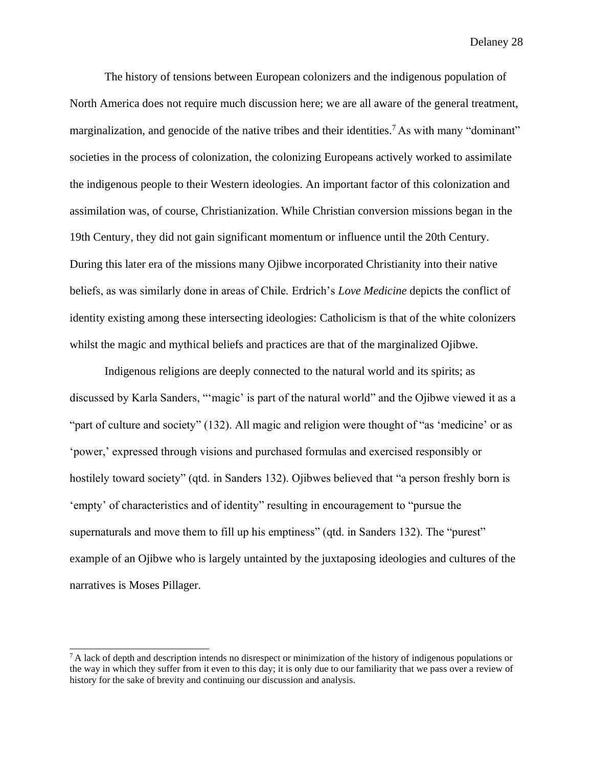The history of tensions between European colonizers and the indigenous population of North America does not require much discussion here; we are all aware of the general treatment, marginalization, and genocide of the native tribes and their identities.[7] As with many "dominant" societies in the process of colonization, the colonizing Europeans actively worked to assimilate the indigenous people to their Western ideologies. An important factor of this colonization and assimilation was, of course, Christianization. While Christian conversion missions began in the 19th Century, they did not gain significant momentum or influence until the 20th Century. During this later era of the missions many Ojibwe incorporated Christianity into their native beliefs, as was similarly done in areas of Chile. Erdrich's *Love Medicine* depicts the conflict of identity existing among these intersecting ideologies: Catholicism is that of the white colonizers whilst the magic and mythical beliefs and practices are that of the marginalized Ojibwe.

Indigenous religions are deeply connected to the natural world and its spirits; as discussed by Karla Sanders, "'magic' is part of the natural world" and the Ojibwe viewed it as a "part of culture and society" (132). All magic and religion were thought of "as 'medicine' or as 'power,' expressed through visions and purchased formulas and exercised responsibly or hostilely toward society" (qtd. in Sanders 132). Ojibwes believed that "a person freshly born is 'empty' of characteristics and of identity" resulting in encouragement to "pursue the supernaturals and move them to fill up his emptiness" (qtd. in Sanders 132). The "purest" example of an Ojibwe who is largely untainted by the juxtaposing ideologies and cultures of the narratives is Moses Pillager.

[7] A lack of depth and description intends no disrespect or minimization of the history of indigenous populations or the way in which they suffer from it even to this day; it is only due to our familiarity that we pass over a review of history for the sake of brevity and continuing our discussion and analysis.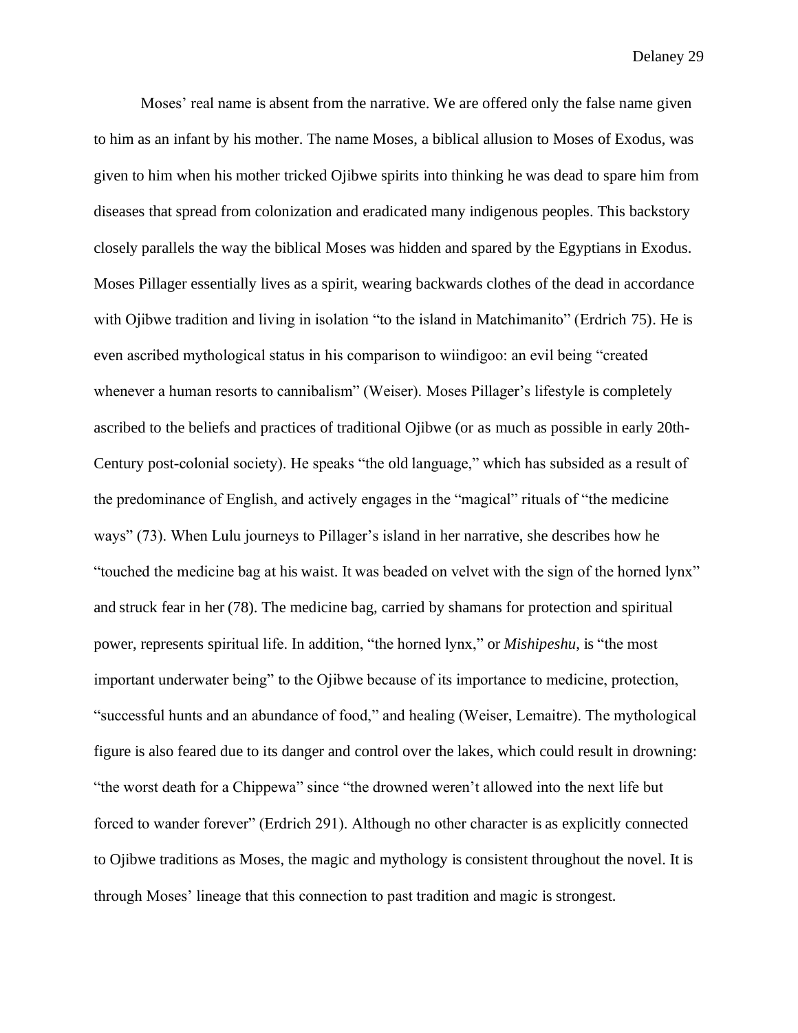Moses' real name is absent from the narrative. We are offered only the false name given to him as an infant by his mother. The name Moses, a biblical allusion to Moses of Exodus, was given to him when his mother tricked Ojibwe spirits into thinking he was dead to spare him from diseases that spread from colonization and eradicated many indigenous peoples. This backstory closely parallels the way the biblical Moses was hidden and spared by the Egyptians in Exodus. Moses Pillager essentially lives as a spirit, wearing backwards clothes of the dead in accordance with Ojibwe tradition and living in isolation "to the island in Matchimanito" (Erdrich 75). He is even ascribed mythological status in his comparison to wiindigoo: an evil being "created whenever a human resorts to cannibalism" (Weiser). Moses Pillager's lifestyle is completely ascribed to the beliefs and practices of traditional Ojibwe (or as much as possible in early 20th-Century post-colonial society). He speaks "the old language," which has subsided as a result of the predominance of English, and actively engages in the "magical" rituals of "the medicine ways" (73). When Lulu journeys to Pillager's island in her narrative, she describes how he "touched the medicine bag at his waist. It was beaded on velvet with the sign of the horned lynx" and struck fear in her (78). The medicine bag, carried by shamans for protection and spiritual power, represents spiritual life. In addition, "the horned lynx," or *Mishipeshu*, is "the most important underwater being" to the Ojibwe because of its importance to medicine, protection, "successful hunts and an abundance of food," and healing (Weiser, Lemaitre). The mythological figure is also feared due to its danger and control over the lakes, which could result in drowning: "the worst death for a Chippewa" since "the drowned weren't allowed into the next life but forced to wander forever" (Erdrich 291). Although no other character is as explicitly connected to Ojibwe traditions as Moses, the magic and mythology is consistent throughout the novel. It is through Moses' lineage that this connection to past tradition and magic is strongest.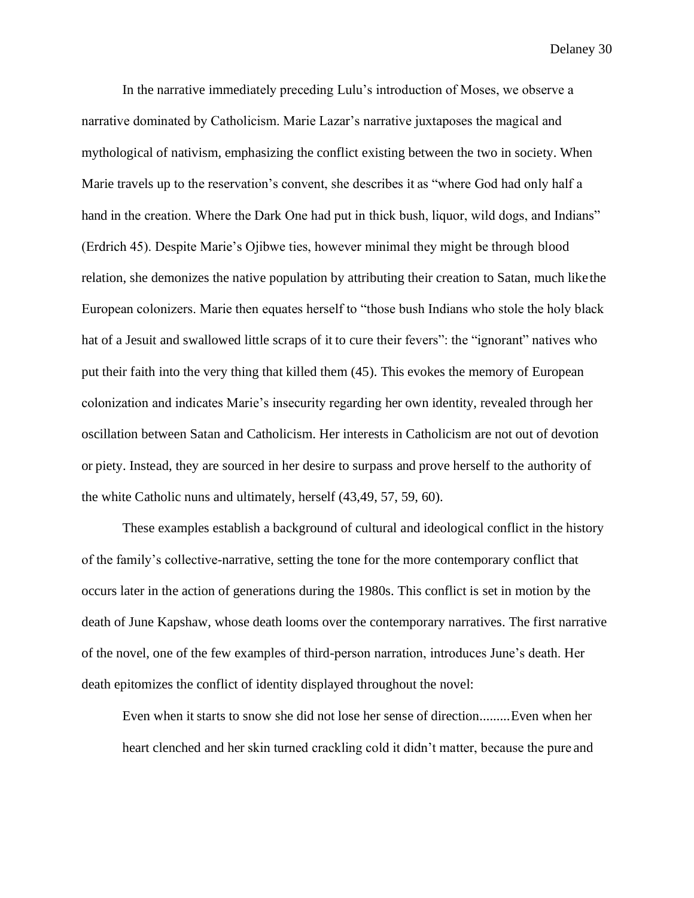In the narrative immediately preceding Lulu's introduction of Moses, we observe a narrative dominated by Catholicism. Marie Lazar's narrative juxtaposes the magical and mythological of nativism, emphasizing the conflict existing between the two in society. When Marie travels up to the reservation's convent, she describes it as "where God had only half a hand in the creation. Where the Dark One had put in thick bush, liquor, wild dogs, and Indians" (Erdrich 45). Despite Marie's Ojibwe ties, however minimal they might be through blood relation, she demonizes the native population by attributing their creation to Satan, much like the European colonizers. Marie then equates herself to "those bush Indians who stole the holy black hat of a Jesuit and swallowed little scraps of it to cure their fevers": the "ignorant" natives who put their faith into the very thing that killed them (45). This evokes the memory of European colonization and indicates Marie's insecurity regarding her own identity, revealed through her oscillation between Satan and Catholicism. Her interests in Catholicism are not out of devotion or piety. Instead, they are sourced in her desire to surpass and prove herself to the authority of the white Catholic nuns and ultimately, herself (43,49, 57, 59, 60).

These examples establish a background of cultural and ideological conflict in the history of the family's collective-narrative, setting the tone for the more contemporary conflict that occurs later in the action of generations during the 1980s. This conflict is set in motion by the death of June Kapshaw, whose death looms over the contemporary narratives. The first narrative of the novel, one of the few examples of third-person narration, introduces June's death. Her death epitomizes the conflict of identity displayed throughout the novel:

> Even when it starts to snow she did not lose her sense of direction.........Even when her heart clenched and her skin turned crackling cold it didn't matter, because the pure and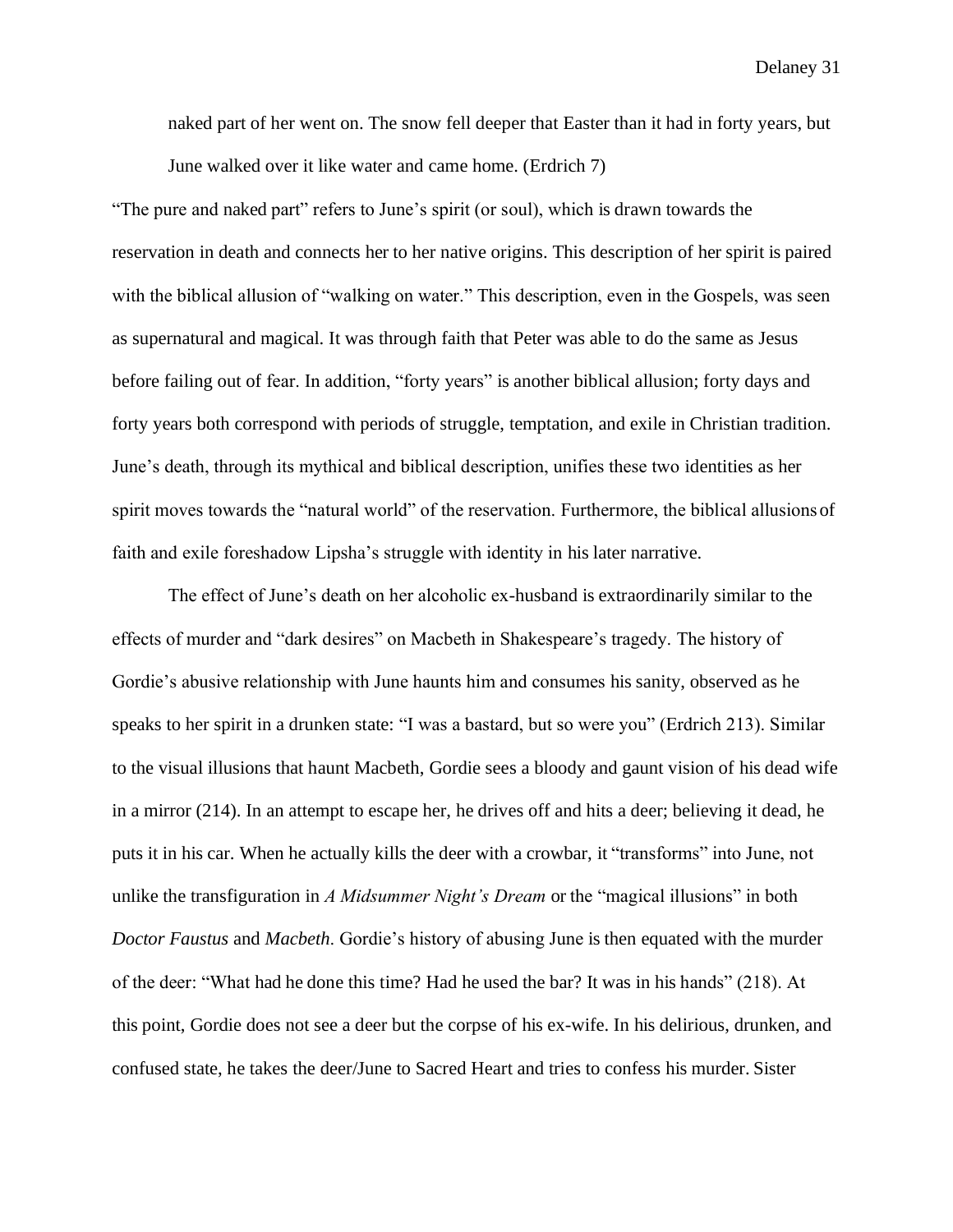> naked part of her went on. The snow fell deeper that Easter than it had in forty years, but June walked over it like water and came home. (Erdrich 7)

"The pure and naked part" refers to June's spirit (or soul), which is drawn towards the reservation in death and connects her to her native origins. This description of her spirit is paired with the biblical allusion of "walking on water." This description, even in the Gospels, was seen as supernatural and magical. It was through faith that Peter was able to do the same as Jesus before failing out of fear. In addition, "forty years" is another biblical allusion; forty days and forty years both correspond with periods of struggle, temptation, and exile in Christian tradition. June's death, through its mythical and biblical description, unifies these two identities as her spirit moves towards the "natural world" of the reservation. Furthermore, the biblical allusions of faith and exile foreshadow Lipsha's struggle with identity in his later narrative.

The effect of June's death on her alcoholic ex-husband is extraordinarily similar to the effects of murder and "dark desires" on Macbeth in Shakespeare's tragedy. The history of Gordie's abusive relationship with June haunts him and consumes his sanity, observed as he speaks to her spirit in a drunken state: "I was a bastard, but so were you" (Erdrich 213). Similar to the visual illusions that haunt Macbeth, Gordie sees a bloody and gaunt vision of his dead wife in a mirror (214). In an attempt to escape her, he drives off and hits a deer; believing it dead, he puts it in his car. When he actually kills the deer with a crowbar, it "transforms" into June, not unlike the transfiguration in *A Midsummer Night's Dream* or the "magical illusions" in both *Doctor Faustus* and *Macbeth*. Gordie's history of abusing June is then equated with the murder of the deer: "What had he done this time? Had he used the bar? It was in his hands" (218). At this point, Gordie does not see a deer but the corpse of his ex-wife. In his delirious, drunken, and confused state, he takes the deer/June to Sacred Heart and tries to confess his murder. Sister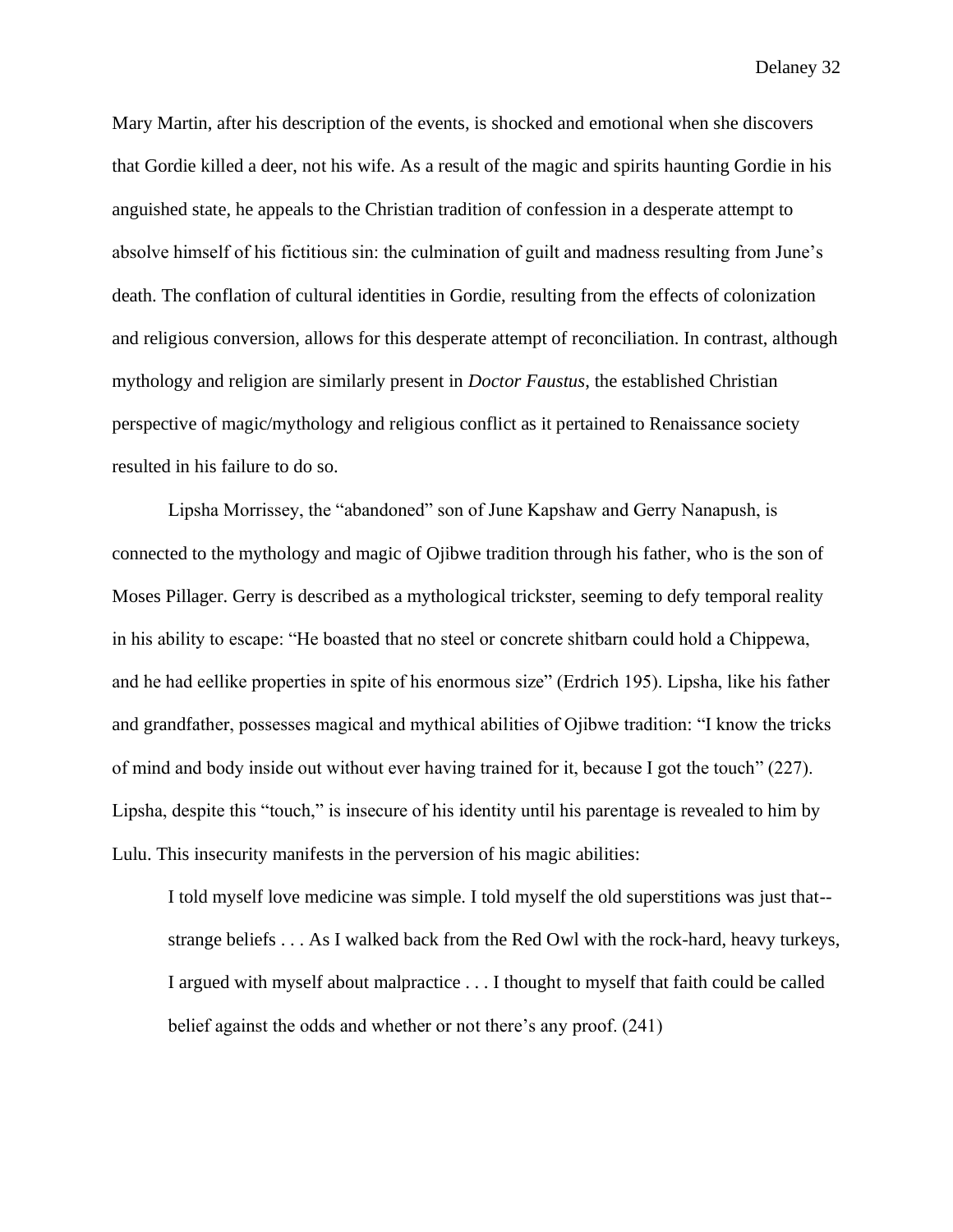Mary Martin, after his description of the events, is shocked and emotional when she discovers that Gordie killed a deer, not his wife. As a result of the magic and spirits haunting Gordie in his anguished state, he appeals to the Christian tradition of confession in a desperate attempt to absolve himself of his fictitious sin: the culmination of guilt and madness resulting from June's death. The conflation of cultural identities in Gordie, resulting from the effects of colonization and religious conversion, allows for this desperate attempt of reconciliation. In contrast, although mythology and religion are similarly present in *Doctor Faustus*, the established Christian perspective of magic/mythology and religious conflict as it pertained to Renaissance society resulted in his failure to do so.

Lipsha Morrissey, the "abandoned" son of June Kapshaw and Gerry Nanapush, is connected to the mythology and magic of Ojibwe tradition through his father, who is the son of Moses Pillager. Gerry is described as a mythological trickster, seeming to defy temporal reality in his ability to escape: "He boasted that no steel or concrete shitbarn could hold a Chippewa, and he had eellike properties in spite of his enormous size" (Erdrich 195). Lipsha, like his father and grandfather, possesses magical and mythical abilities of Ojibwe tradition: "I know the tricks of mind and body inside out without ever having trained for it, because I got the touch" (227). Lipsha, despite this "touch," is insecure of his identity until his parentage is revealed to him by Lulu. This insecurity manifests in the perversion of his magic abilities:

> I told myself love medicine was simple. I told myself the old superstitions was just that--strange beliefs . . . As I walked back from the Red Owl with the rock-hard, heavy turkeys, I argued with myself about malpractice . . . I thought to myself that faith could be called belief against the odds and whether or not there's any proof. (241)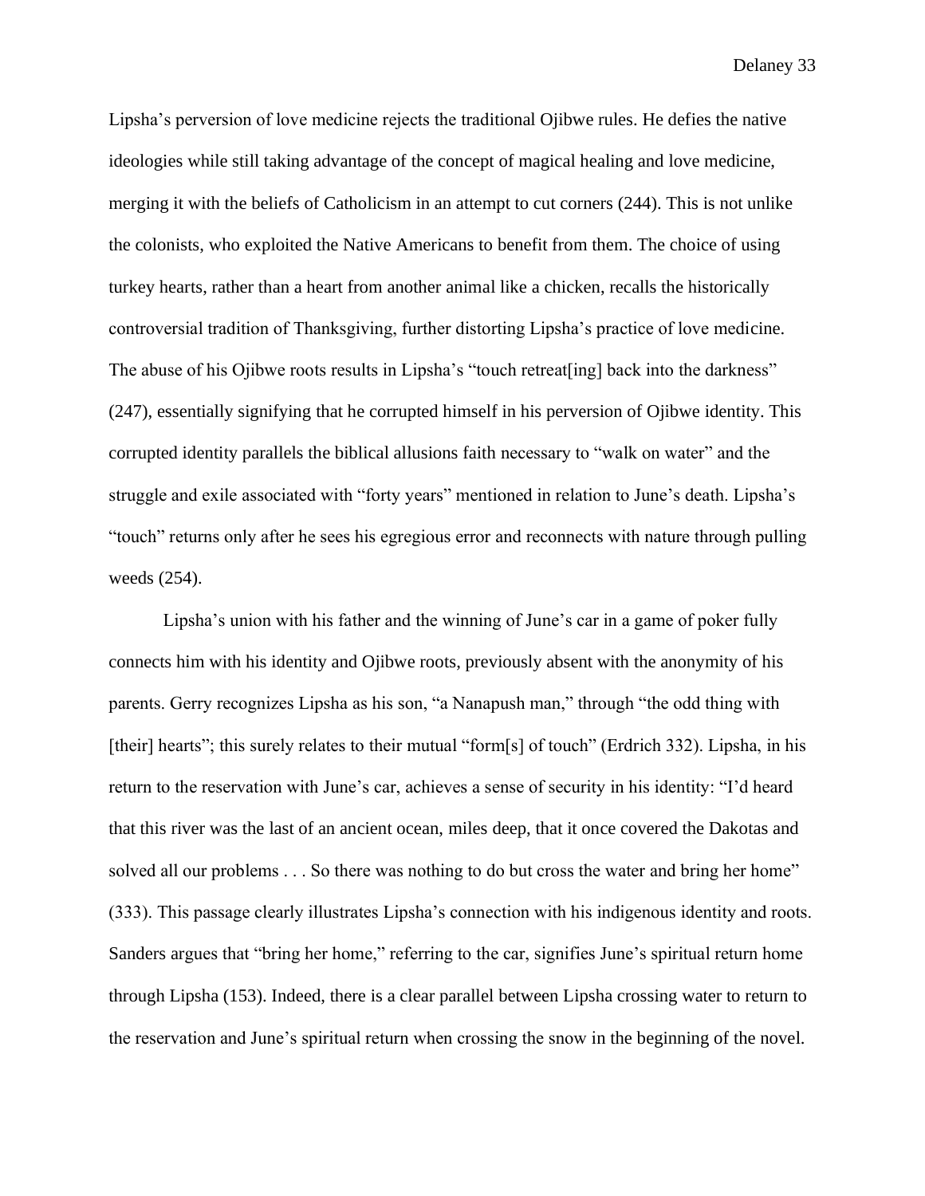Lipsha's perversion of love medicine rejects the traditional Ojibwe rules. He defies the native ideologies while still taking advantage of the concept of magical healing and love medicine, merging it with the beliefs of Catholicism in an attempt to cut corners (244). This is not unlike the colonists, who exploited the Native Americans to benefit from them. The choice of using turkey hearts, rather than a heart from another animal like a chicken, recalls the historically controversial tradition of Thanksgiving, further distorting Lipsha's practice of love medicine. The abuse of his Ojibwe roots results in Lipsha's "touch retreat[ing] back into the darkness" (247), essentially signifying that he corrupted himself in his perversion of Ojibwe identity. This corrupted identity parallels the biblical allusions faith necessary to "walk on water" and the struggle and exile associated with "forty years" mentioned in relation to June's death. Lipsha's "touch" returns only after he sees his egregious error and reconnects with nature through pulling weeds (254).

Lipsha's union with his father and the winning of June's car in a game of poker fully connects him with his identity and Ojibwe roots, previously absent with the anonymity of his parents. Gerry recognizes Lipsha as his son, "a Nanapush man," through "the odd thing with [their] hearts"; this surely relates to their mutual "form[s] of touch" (Erdrich 332). Lipsha, in his return to the reservation with June's car, achieves a sense of security in his identity: "I'd heard that this river was the last of an ancient ocean, miles deep, that it once covered the Dakotas and solved all our problems . . . So there was nothing to do but cross the water and bring her home" (333). This passage clearly illustrates Lipsha's connection with his indigenous identity and roots. Sanders argues that "bring her home," referring to the car, signifies June's spiritual return home through Lipsha (153). Indeed, there is a clear parallel between Lipsha crossing water to return to the reservation and June's spiritual return when crossing the snow in the beginning of the novel.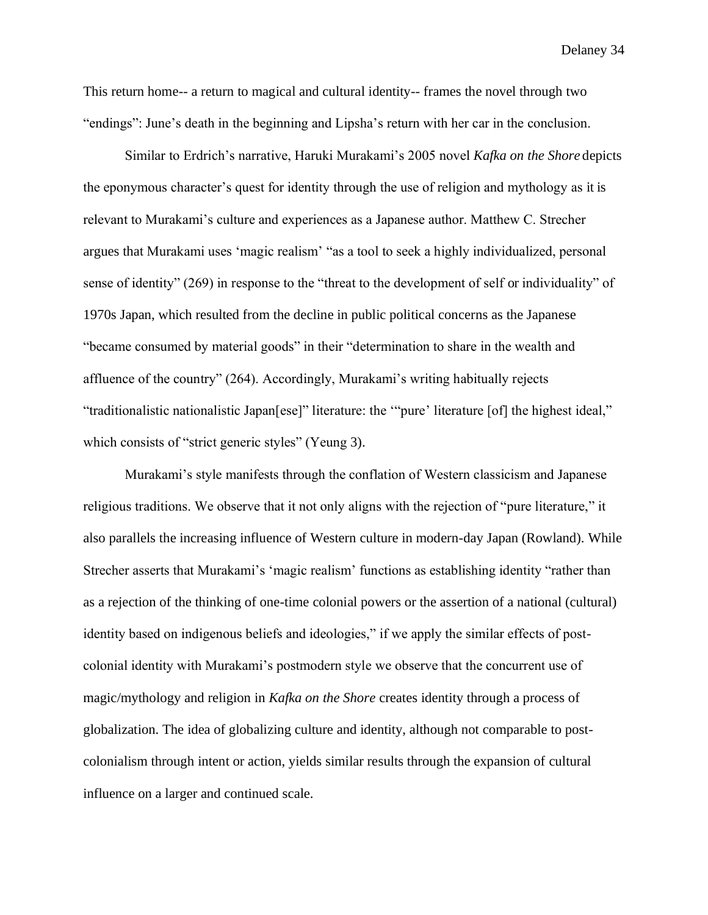This return home-- a return to magical and cultural identity-- frames the novel through two "endings": June's death in the beginning and Lipsha's return with her car in the conclusion.

Similar to Erdrich's narrative, Haruki Murakami's 2005 novel *Kafka on the Shore* depicts the eponymous character's quest for identity through the use of religion and mythology as it is relevant to Murakami's culture and experiences as a Japanese author. Matthew C. Strecher argues that Murakami uses 'magic realism' "as a tool to seek a highly individualized, personal sense of identity" (269) in response to the "threat to the development of self or individuality" of 1970s Japan, which resulted from the decline in public political concerns as the Japanese "became consumed by material goods" in their "determination to share in the wealth and affluence of the country" (264). Accordingly, Murakami's writing habitually rejects "traditionalistic nationalistic Japan[ese]" literature: the '"pure' literature [of] the highest ideal," which consists of "strict generic styles" (Yeung 3).

Murakami's style manifests through the conflation of Western classicism and Japanese religious traditions. We observe that it not only aligns with the rejection of "pure literature," it also parallels the increasing influence of Western culture in modern-day Japan (Rowland). While Strecher asserts that Murakami's 'magic realism' functions as establishing identity "rather than as a rejection of the thinking of one-time colonial powers or the assertion of a national (cultural) identity based on indigenous beliefs and ideologies," if we apply the similar effects of post-colonial identity with Murakami's postmodern style we observe that the concurrent use of magic/mythology and religion in *Kafka on the Shore* creates identity through a process of globalization. The idea of globalizing culture and identity, although not comparable to post-colonialism through intent or action, yields similar results through the expansion of cultural influence on a larger and continued scale.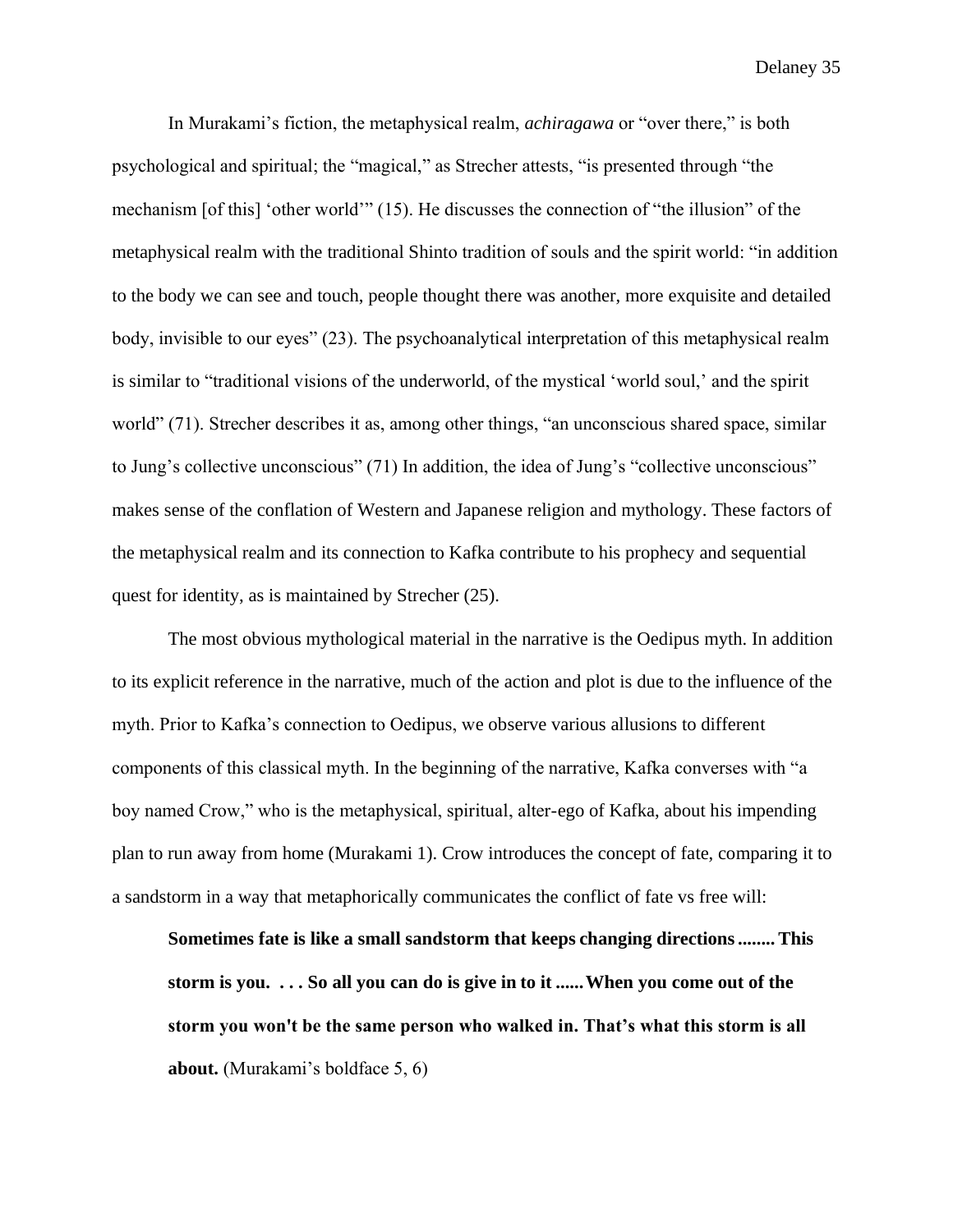In Murakami's fiction, the metaphysical realm, *achiragawa* or "over there," is both psychological and spiritual; the "magical," as Strecher attests, "is presented through "the mechanism [of this] 'other world'" (15). He discusses the connection of "the illusion" of the metaphysical realm with the traditional Shinto tradition of souls and the spirit world: "in addition to the body we can see and touch, people thought there was another, more exquisite and detailed body, invisible to our eyes" (23). The psychoanalytical interpretation of this metaphysical realm is similar to "traditional visions of the underworld, of the mystical 'world soul,' and the spirit world" (71). Strecher describes it as, among other things, "an unconscious shared space, similar to Jung's collective unconscious" (71) In addition, the idea of Jung's "collective unconscious" makes sense of the conflation of Western and Japanese religion and mythology. These factors of the metaphysical realm and its connection to Kafka contribute to his prophecy and sequential quest for identity, as is maintained by Strecher (25).

The most obvious mythological material in the narrative is the Oedipus myth. In addition to its explicit reference in the narrative, much of the action and plot is due to the influence of the myth. Prior to Kafka's connection to Oedipus, we observe various allusions to different components of this classical myth. In the beginning of the narrative, Kafka converses with "a boy named Crow," who is the metaphysical, spiritual, alter-ego of Kafka, about his impending plan to run away from home (Murakami 1). Crow introduces the concept of fate, comparing it to a sandstorm in a way that metaphorically communicates the conflict of fate vs free will:

> **Sometimes fate is like a small sandstorm that keeps changing directions........ This storm is you. . . . So all you can do is give in to it ......When you come out of the storm you won't be the same person who walked in. That's what this storm is all about.** (Murakami's boldface 5, 6)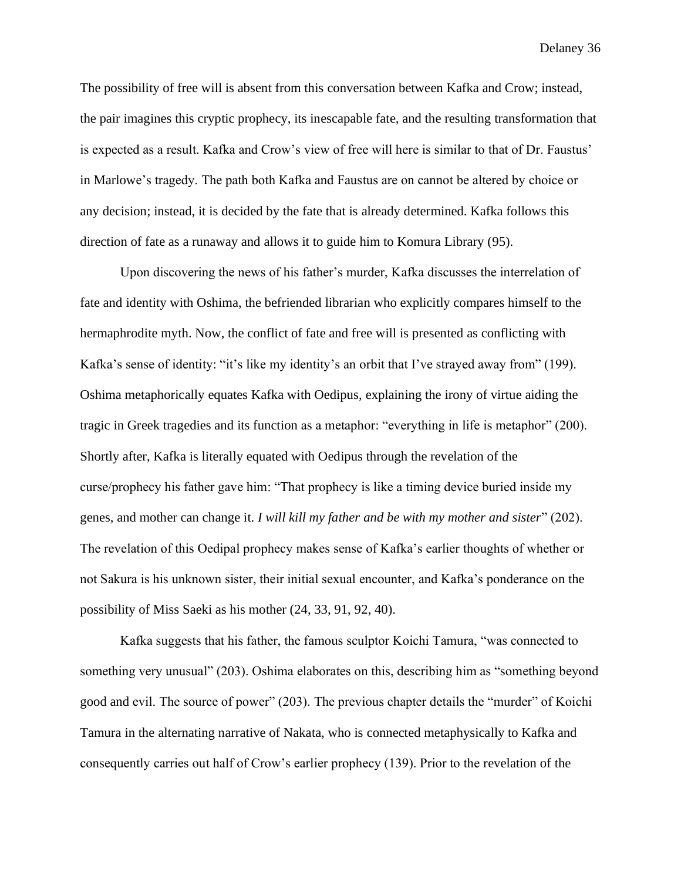The possibility of free will is absent from this conversation between Kafka and Crow; instead, the pair imagines this cryptic prophecy, its inescapable fate, and the resulting transformation that is expected as a result. Kafka and Crow's view of free will here is similar to that of Dr. Faustus' in Marlowe's tragedy. The path both Kafka and Faustus are on cannot be altered by choice or any decision; instead, it is decided by the fate that is already determined. Kafka follows this direction of fate as a runaway and allows it to guide him to Komura Library (95).

Upon discovering the news of his father's murder, Kafka discusses the interrelation of fate and identity with Oshima, the befriended librarian who explicitly compares himself to the hermaphrodite myth. Now, the conflict of fate and free will is presented as conflicting with Kafka's sense of identity: "it's like my identity's an orbit that I've strayed away from" (199). Oshima metaphorically equates Kafka with Oedipus, explaining the irony of virtue aiding the tragic in Greek tragedies and its function as a metaphor: "everything in life is metaphor" (200). Shortly after, Kafka is literally equated with Oedipus through the revelation of the curse/prophecy his father gave him: "That prophecy is like a timing device buried inside my genes, and mother can change it. *I will kill my father and be with my mother and sister*" (202). The revelation of this Oedipal prophecy makes sense of Kafka's earlier thoughts of whether or not Sakura is his unknown sister, their initial sexual encounter, and Kafka's ponderance on the possibility of Miss Saeki as his mother (24, 33, 91, 92, 40).

Kafka suggests that his father, the famous sculptor Koichi Tamura, "was connected to something very unusual" (203). Oshima elaborates on this, describing him as "something beyond good and evil. The source of power" (203). The previous chapter details the "murder" of Koichi Tamura in the alternating narrative of Nakata, who is connected metaphysically to Kafka and consequently carries out half of Crow's earlier prophecy (139). Prior to the revelation of the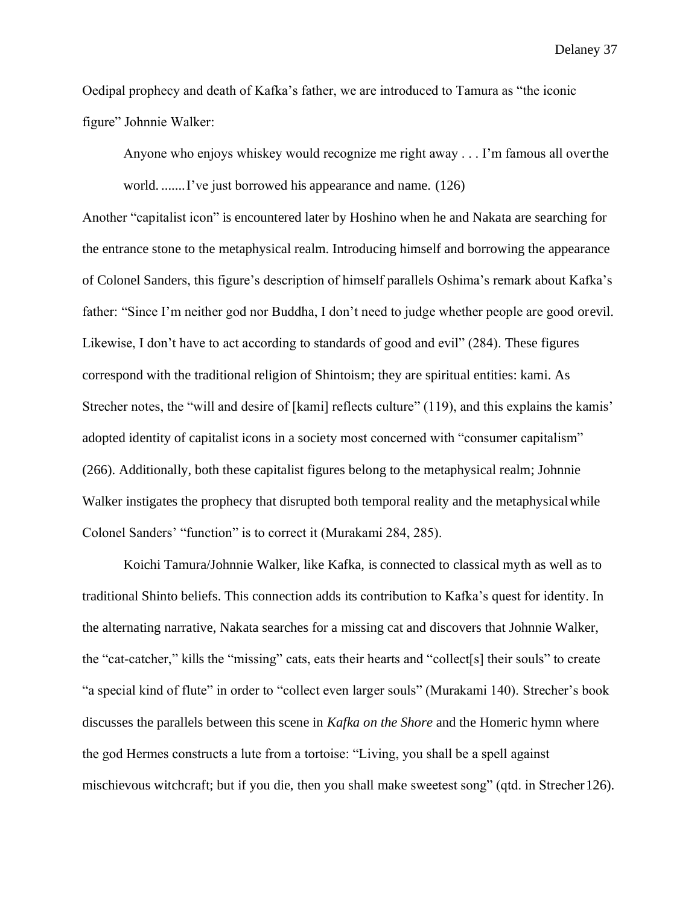Oedipal prophecy and death of Kafka's father, we are introduced to Tamura as "the iconic figure" Johnnie Walker:

> Anyone who enjoys whiskey would recognize me right away . . . I'm famous all over the world. .......I've just borrowed his appearance and name. (126)

Another "capitalist icon" is encountered later by Hoshino when he and Nakata are searching for the entrance stone to the metaphysical realm. Introducing himself and borrowing the appearance of Colonel Sanders, this figure's description of himself parallels Oshima's remark about Kafka's father: "Since I'm neither god nor Buddha, I don't need to judge whether people are good or evil. Likewise, I don't have to act according to standards of good and evil" (284). These figures correspond with the traditional religion of Shintoism; they are spiritual entities: kami. As Strecher notes, the "will and desire of [kami] reflects culture" (119), and this explains the kamis' adopted identity of capitalist icons in a society most concerned with "consumer capitalism" (266). Additionally, both these capitalist figures belong to the metaphysical realm; Johnnie Walker instigates the prophecy that disrupted both temporal reality and the metaphysical while Colonel Sanders' "function" is to correct it (Murakami 284, 285).

Koichi Tamura/Johnnie Walker, like Kafka, is connected to classical myth as well as to traditional Shinto beliefs. This connection adds its contribution to Kafka's quest for identity. In the alternating narrative, Nakata searches for a missing cat and discovers that Johnnie Walker, the "cat-catcher," kills the "missing" cats, eats their hearts and "collect[s] their souls" to create "a special kind of flute" in order to "collect even larger souls" (Murakami 140). Strecher's book discusses the parallels between this scene in *Kafka on the Shore* and the Homeric hymn where the god Hermes constructs a lute from a tortoise: "Living, you shall be a spell against mischievous witchcraft; but if you die, then you shall make sweetest song" (qtd. in Strecher 126).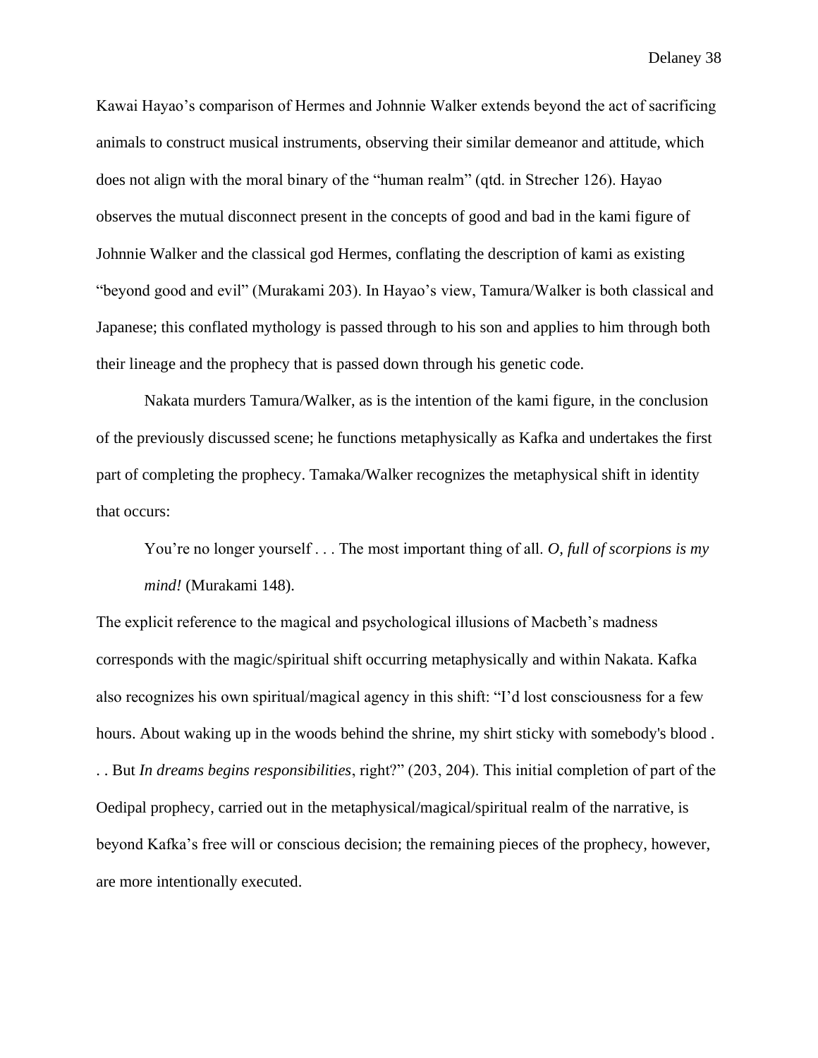Kawai Hayao's comparison of Hermes and Johnnie Walker extends beyond the act of sacrificing animals to construct musical instruments, observing their similar demeanor and attitude, which does not align with the moral binary of the "human realm" (qtd. in Strecher 126). Hayao observes the mutual disconnect present in the concepts of good and bad in the kami figure of Johnnie Walker and the classical god Hermes, conflating the description of kami as existing "beyond good and evil" (Murakami 203). In Hayao's view, Tamura/Walker is both classical and Japanese; this conflated mythology is passed through to his son and applies to him through both their lineage and the prophecy that is passed down through his genetic code.

Nakata murders Tamura/Walker, as is the intention of the kami figure, in the conclusion of the previously discussed scene; he functions metaphysically as Kafka and undertakes the first part of completing the prophecy. Tamaka/Walker recognizes the metaphysical shift in identity that occurs:

> You're no longer yourself . . . The most important thing of all. *O, full of scorpions is my mind!* (Murakami 148).

The explicit reference to the magical and psychological illusions of Macbeth's madness corresponds with the magic/spiritual shift occurring metaphysically and within Nakata. Kafka also recognizes his own spiritual/magical agency in this shift: "I'd lost consciousness for a few hours. About waking up in the woods behind the shrine, my shirt sticky with somebody's blood . . . But *In dreams begins responsibilities*, right?" (203, 204). This initial completion of part of the Oedipal prophecy, carried out in the metaphysical/magical/spiritual realm of the narrative, is beyond Kafka's free will or conscious decision; the remaining pieces of the prophecy, however, are more intentionally executed.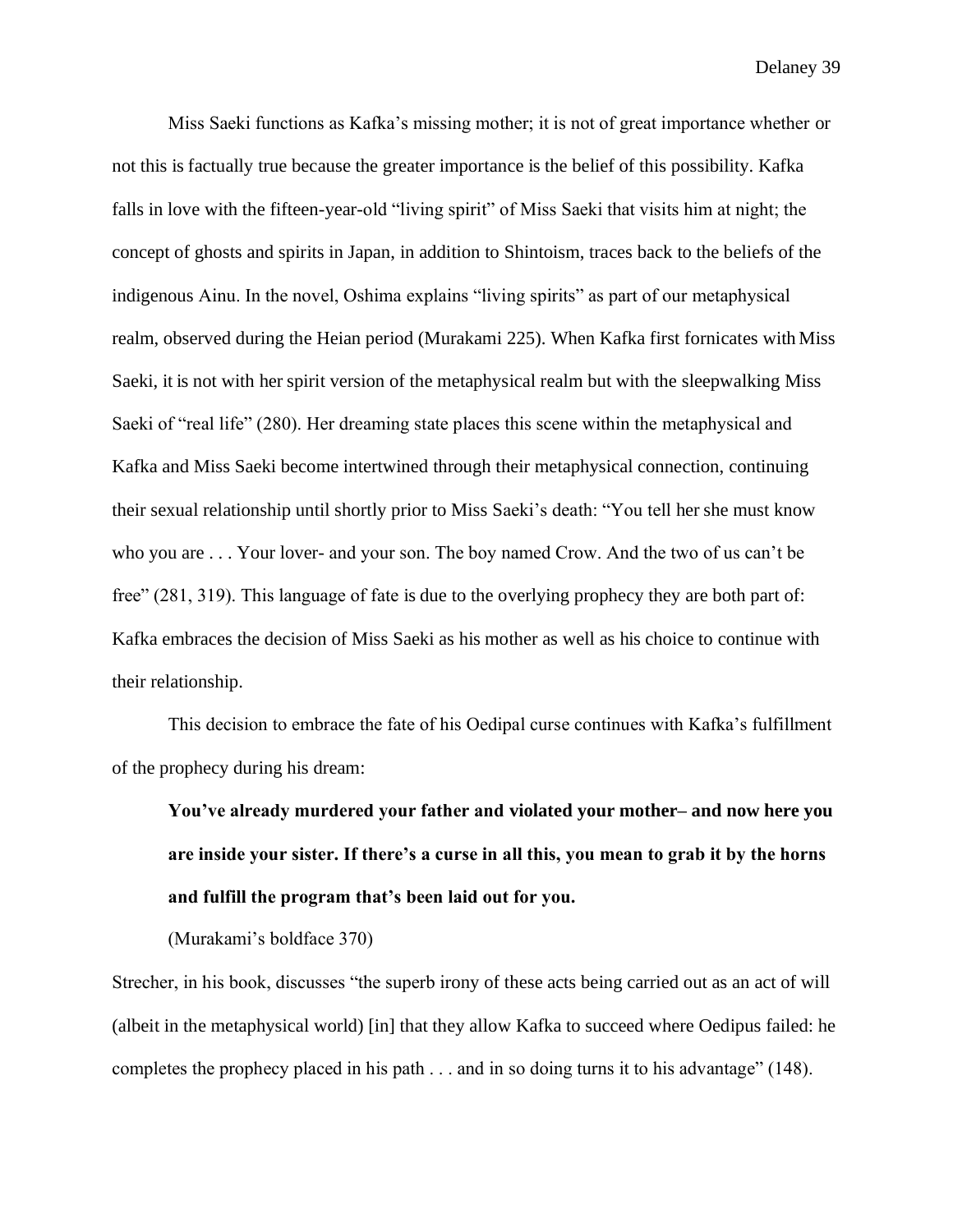Miss Saeki functions as Kafka's missing mother; it is not of great importance whether or not this is factually true because the greater importance is the belief of this possibility. Kafka falls in love with the fifteen-year-old "living spirit" of Miss Saeki that visits him at night; the concept of ghosts and spirits in Japan, in addition to Shintoism, traces back to the beliefs of the indigenous Ainu. In the novel, Oshima explains "living spirits" as part of our metaphysical realm, observed during the Heian period (Murakami 225). When Kafka first fornicates with Miss Saeki, it is not with her spirit version of the metaphysical realm but with the sleepwalking Miss Saeki of "real life" (280). Her dreaming state places this scene within the metaphysical and Kafka and Miss Saeki become intertwined through their metaphysical connection, continuing their sexual relationship until shortly prior to Miss Saeki's death: "You tell her she must know who you are . . . Your lover- and your son. The boy named Crow. And the two of us can't be free" (281, 319). This language of fate is due to the overlying prophecy they are both part of: Kafka embraces the decision of Miss Saeki as his mother as well as his choice to continue with their relationship.

This decision to embrace the fate of his Oedipal curse continues with Kafka's fulfillment of the prophecy during his dream:

> **You've already murdered your father and violated your mother– and now here you are inside your sister. If there's a curse in all this, you mean to grab it by the horns and fulfill the program that's been laid out for you.**
>
> (Murakami's boldface 370)

Strecher, in his book, discusses "the superb irony of these acts being carried out as an act of will (albeit in the metaphysical world) [in] that they allow Kafka to succeed where Oedipus failed: he completes the prophecy placed in his path . . . and in so doing turns it to his advantage" (148).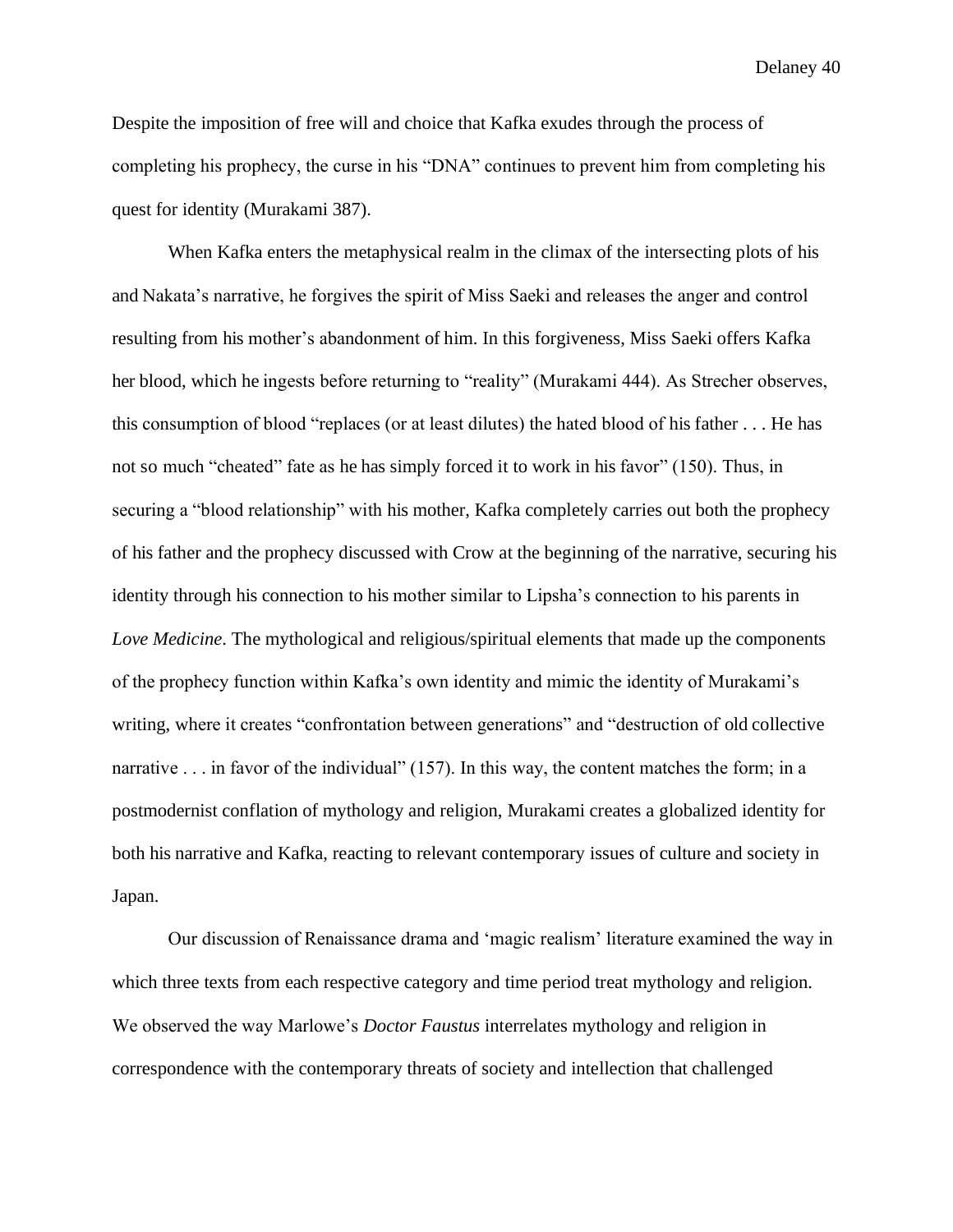Despite the imposition of free will and choice that Kafka exudes through the process of completing his prophecy, the curse in his "DNA" continues to prevent him from completing his quest for identity (Murakami 387).

When Kafka enters the metaphysical realm in the climax of the intersecting plots of his and Nakata's narrative, he forgives the spirit of Miss Saeki and releases the anger and control resulting from his mother's abandonment of him. In this forgiveness, Miss Saeki offers Kafka her blood, which he ingests before returning to "reality" (Murakami 444). As Strecher observes, this consumption of blood "replaces (or at least dilutes) the hated blood of his father . . . He has not so much "cheated" fate as he has simply forced it to work in his favor" (150). Thus, in securing a "blood relationship" with his mother, Kafka completely carries out both the prophecy of his father and the prophecy discussed with Crow at the beginning of the narrative, securing his identity through his connection to his mother similar to Lipsha's connection to his parents in *Love Medicine*. The mythological and religious/spiritual elements that made up the components of the prophecy function within Kafka's own identity and mimic the identity of Murakami's writing, where it creates "confrontation between generations" and "destruction of old collective narrative . . . in favor of the individual" (157). In this way, the content matches the form; in a postmodernist conflation of mythology and religion, Murakami creates a globalized identity for both his narrative and Kafka, reacting to relevant contemporary issues of culture and society in Japan.

Our discussion of Renaissance drama and 'magic realism' literature examined the way in which three texts from each respective category and time period treat mythology and religion. We observed the way Marlowe's *Doctor Faustus* interrelates mythology and religion in correspondence with the contemporary threats of society and intellection that challenged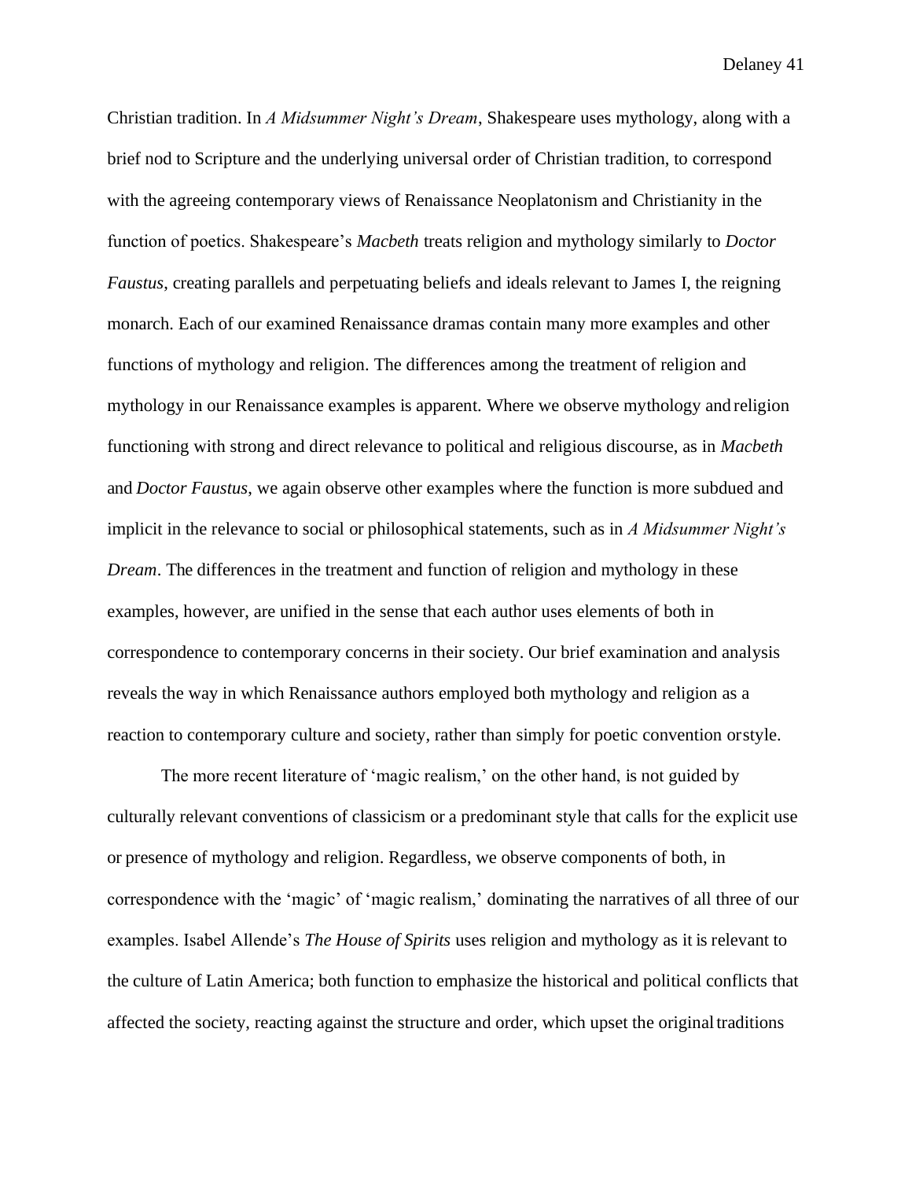Christian tradition. In *A Midsummer Night's Dream*, Shakespeare uses mythology, along with a brief nod to Scripture and the underlying universal order of Christian tradition, to correspond with the agreeing contemporary views of Renaissance Neoplatonism and Christianity in the function of poetics. Shakespeare's *Macbeth* treats religion and mythology similarly to *Doctor Faustus*, creating parallels and perpetuating beliefs and ideals relevant to James I, the reigning monarch. Each of our examined Renaissance dramas contain many more examples and other functions of mythology and religion. The differences among the treatment of religion and mythology in our Renaissance examples is apparent. Where we observe mythology and religion functioning with strong and direct relevance to political and religious discourse, as in *Macbeth* and *Doctor Faustus*, we again observe other examples where the function is more subdued and implicit in the relevance to social or philosophical statements, such as in *A Midsummer Night's Dream*. The differences in the treatment and function of religion and mythology in these examples, however, are unified in the sense that each author uses elements of both in correspondence to contemporary concerns in their society. Our brief examination and analysis reveals the way in which Renaissance authors employed both mythology and religion as a reaction to contemporary culture and society, rather than simply for poetic convention or style.

The more recent literature of 'magic realism,' on the other hand, is not guided by culturally relevant conventions of classicism or a predominant style that calls for the explicit use or presence of mythology and religion. Regardless, we observe components of both, in correspondence with the 'magic' of 'magic realism,' dominating the narratives of all three of our examples. Isabel Allende's *The House of Spirits* uses religion and mythology as it is relevant to the culture of Latin America; both function to emphasize the historical and political conflicts that affected the society, reacting against the structure and order, which upset the original traditions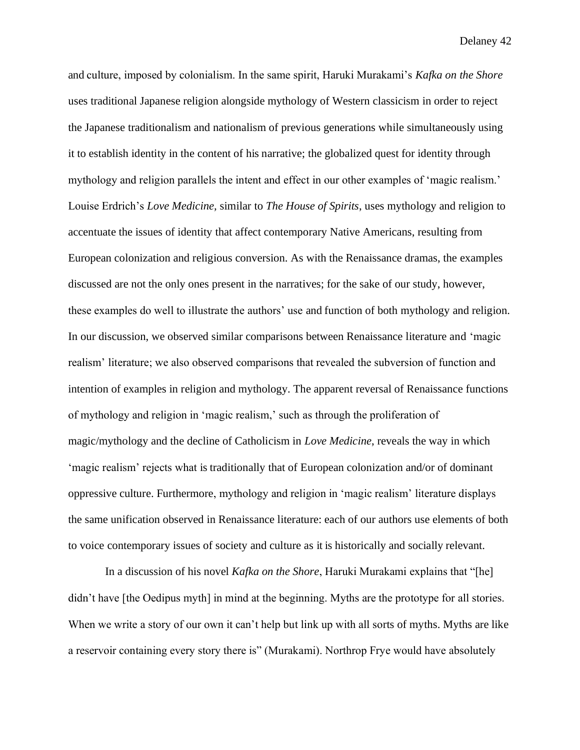and culture, imposed by colonialism. In the same spirit, Haruki Murakami's *Kafka on the Shore* uses traditional Japanese religion alongside mythology of Western classicism in order to reject the Japanese traditionalism and nationalism of previous generations while simultaneously using it to establish identity in the content of his narrative; the globalized quest for identity through mythology and religion parallels the intent and effect in our other examples of 'magic realism.' Louise Erdrich's *Love Medicine,* similar to *The House of Spirits,* uses mythology and religion to accentuate the issues of identity that affect contemporary Native Americans, resulting from European colonization and religious conversion. As with the Renaissance dramas, the examples discussed are not the only ones present in the narratives; for the sake of our study, however, these examples do well to illustrate the authors' use and function of both mythology and religion. In our discussion, we observed similar comparisons between Renaissance literature and 'magic realism' literature; we also observed comparisons that revealed the subversion of function and intention of examples in religion and mythology. The apparent reversal of Renaissance functions of mythology and religion in 'magic realism,' such as through the proliferation of magic/mythology and the decline of Catholicism in *Love Medicine*, reveals the way in which 'magic realism' rejects what is traditionally that of European colonization and/or of dominant oppressive culture. Furthermore, mythology and religion in 'magic realism' literature displays the same unification observed in Renaissance literature: each of our authors use elements of both to voice contemporary issues of society and culture as it is historically and socially relevant.

In a discussion of his novel *Kafka on the Shore*, Haruki Murakami explains that "[he] didn't have [the Oedipus myth] in mind at the beginning. Myths are the prototype for all stories. When we write a story of our own it can't help but link up with all sorts of myths. Myths are like a reservoir containing every story there is" (Murakami). Northrop Frye would have absolutely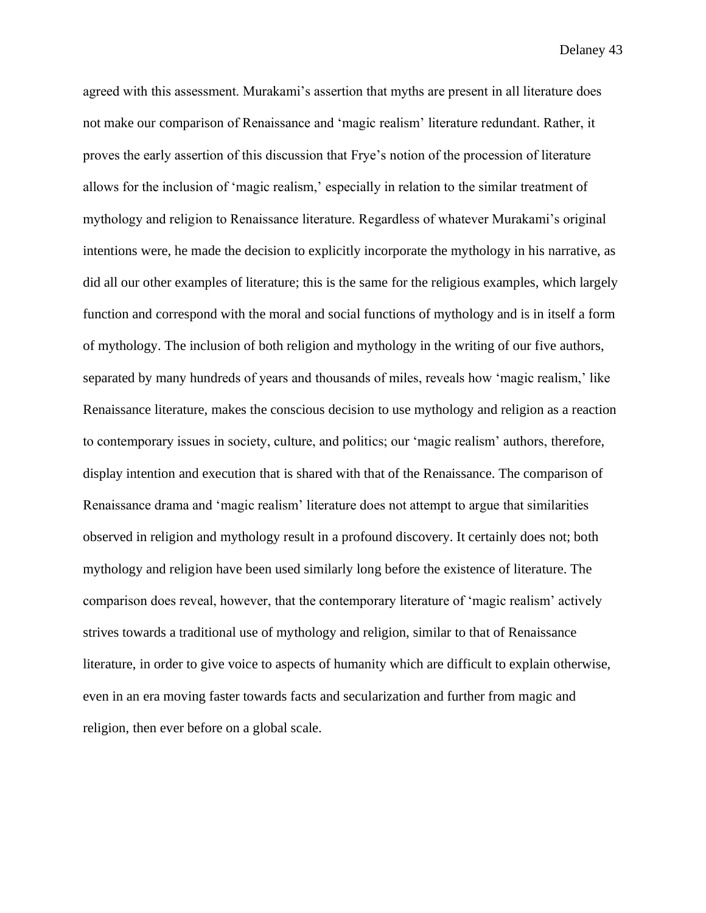agreed with this assessment. Murakami's assertion that myths are present in all literature does not make our comparison of Renaissance and 'magic realism' literature redundant. Rather, it proves the early assertion of this discussion that Frye's notion of the procession of literature allows for the inclusion of 'magic realism,' especially in relation to the similar treatment of mythology and religion to Renaissance literature. Regardless of whatever Murakami's original intentions were, he made the decision to explicitly incorporate the mythology in his narrative, as did all our other examples of literature; this is the same for the religious examples, which largely function and correspond with the moral and social functions of mythology and is in itself a form of mythology. The inclusion of both religion and mythology in the writing of our five authors, separated by many hundreds of years and thousands of miles, reveals how 'magic realism,' like Renaissance literature, makes the conscious decision to use mythology and religion as a reaction to contemporary issues in society, culture, and politics; our 'magic realism' authors, therefore, display intention and execution that is shared with that of the Renaissance. The comparison of Renaissance drama and 'magic realism' literature does not attempt to argue that similarities observed in religion and mythology result in a profound discovery. It certainly does not; both mythology and religion have been used similarly long before the existence of literature. The comparison does reveal, however, that the contemporary literature of 'magic realism' actively strives towards a traditional use of mythology and religion, similar to that of Renaissance literature, in order to give voice to aspects of humanity which are difficult to explain otherwise, even in an era moving faster towards facts and secularization and further from magic and religion, then ever before on a global scale.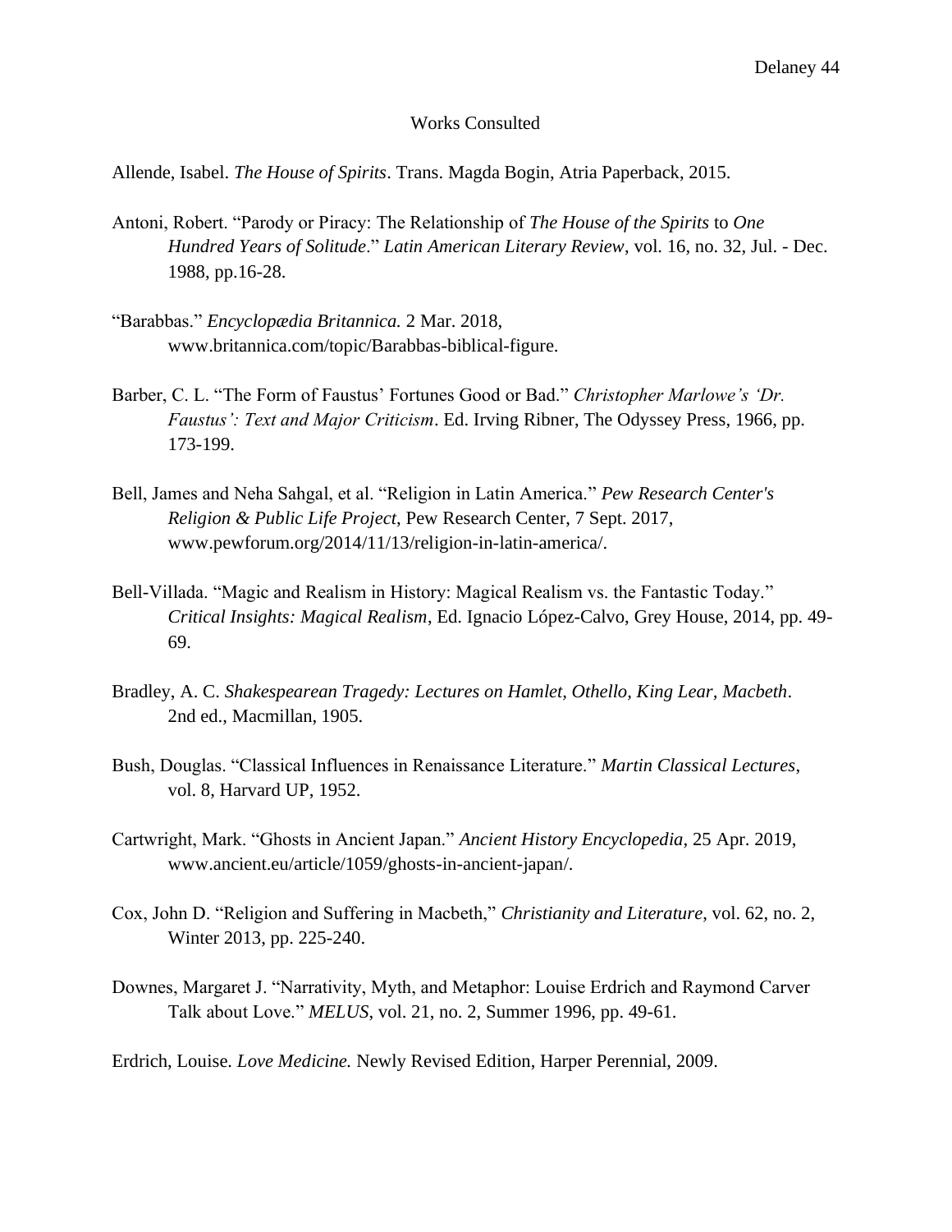# Works Consulted

Allende, Isabel. *The House of Spirits*. Trans. Magda Bogin, Atria Paperback, 2015.

Antoni, Robert. "Parody or Piracy: The Relationship of *The House of the Spirits* to *One Hundred Years of Solitude*." *Latin American Literary Review*, vol. 16, no. 32, Jul. - Dec. 1988, pp.16-28.

"Barabbas." *Encyclopædia Britannica.* 2 Mar. 2018, www.britannica.com/topic/Barabbas-biblical-figure.

Barber, C. L. "The Form of Faustus' Fortunes Good or Bad." *Christopher Marlowe's 'Dr. Faustus': Text and Major Criticism*. Ed. Irving Ribner, The Odyssey Press, 1966, pp. 173-199.

Bell, James and Neha Sahgal, et al. "Religion in Latin America." *Pew Research Center's Religion & Public Life Project*, Pew Research Center, 7 Sept. 2017, www.pewforum.org/2014/11/13/religion-in-latin-america/.

Bell-Villada. "Magic and Realism in History: Magical Realism vs. the Fantastic Today." *Critical Insights: Magical Realism*, Ed. Ignacio López-Calvo, Grey House, 2014, pp. 49-69.

Bradley, A. C. *Shakespearean Tragedy: Lectures on Hamlet, Othello, King Lear, Macbeth*. 2nd ed., Macmillan, 1905.

Bush, Douglas. "Classical Influences in Renaissance Literature." *Martin Classical Lectures*, vol. 8, Harvard UP, 1952.

Cartwright, Mark. "Ghosts in Ancient Japan." *Ancient History Encyclopedia*, 25 Apr. 2019, www.ancient.eu/article/1059/ghosts-in-ancient-japan/.

Cox, John D. "Religion and Suffering in Macbeth," *Christianity and Literature*, vol. 62, no. 2, Winter 2013, pp. 225-240.

Downes, Margaret J. "Narrativity, Myth, and Metaphor: Louise Erdrich and Raymond Carver Talk about Love." *MELUS*, vol. 21, no. 2, Summer 1996, pp. 49-61.

Erdrich, Louise. *Love Medicine.* Newly Revised Edition, Harper Perennial, 2009.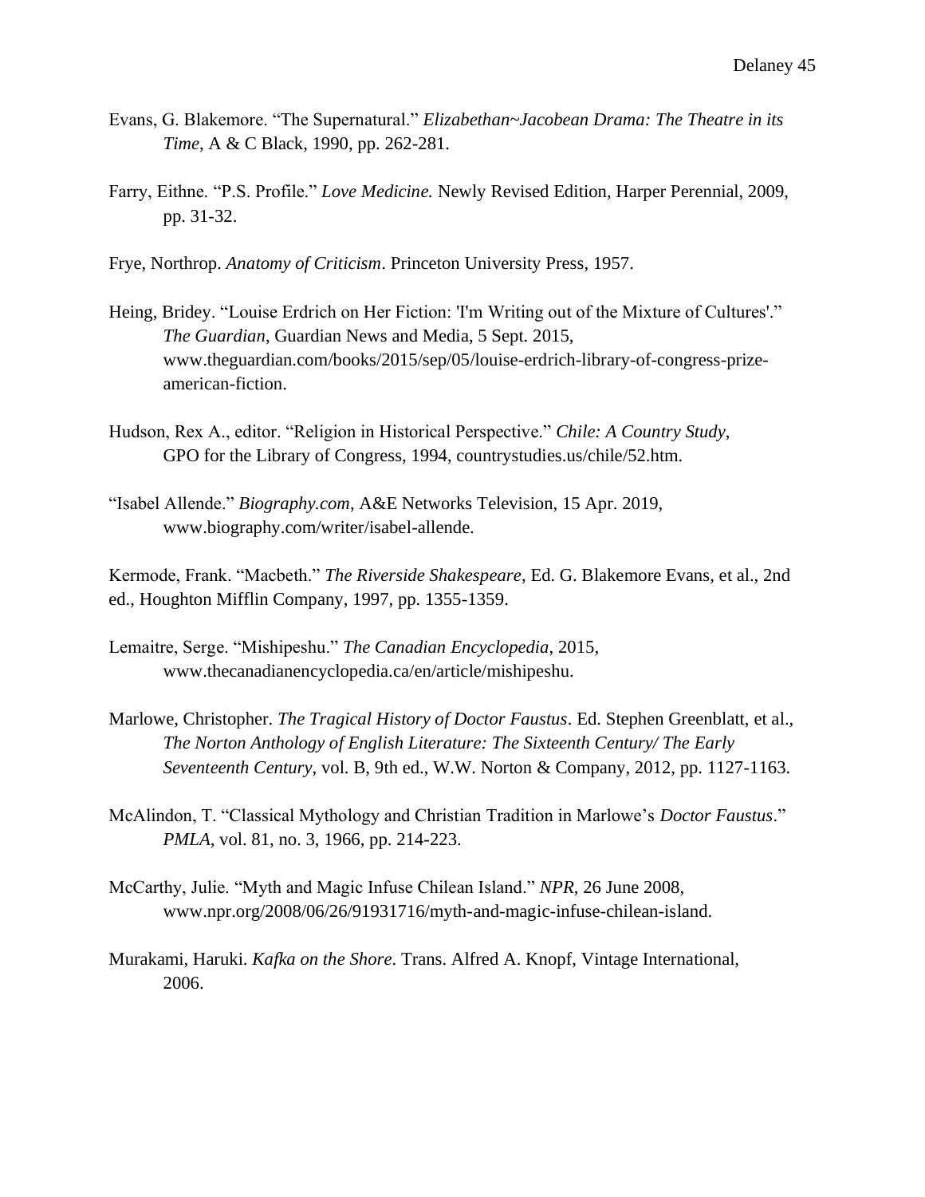Evans, G. Blakemore. "The Supernatural." *Elizabethan~Jacobean Drama: The Theatre in its Time*, A & C Black, 1990, pp. 262-281.

Farry, Eithne. "P.S. Profile." *Love Medicine.* Newly Revised Edition, Harper Perennial, 2009, pp. 31-32.

Frye, Northrop. *Anatomy of Criticism*. Princeton University Press, 1957.

Heing, Bridey. "Louise Erdrich on Her Fiction: 'I'm Writing out of the Mixture of Cultures'." *The Guardian*, Guardian News and Media, 5 Sept. 2015, www.theguardian.com/books/2015/sep/05/louise-erdrich-library-of-congress-prize-american-fiction.

Hudson, Rex A., editor. "Religion in Historical Perspective." *Chile: A Country Study*, GPO for the Library of Congress, 1994, countrystudies.us/chile/52.htm.

"Isabel Allende." *Biography.com*, A&E Networks Television, 15 Apr. 2019, www.biography.com/writer/isabel-allende.

Kermode, Frank. "Macbeth." *The Riverside Shakespeare*, Ed. G. Blakemore Evans, et al., 2nd ed., Houghton Mifflin Company, 1997, pp. 1355-1359.

Lemaitre, Serge. "Mishipeshu." *The Canadian Encyclopedia*, 2015, www.thecanadianencyclopedia.ca/en/article/mishipeshu.

Marlowe, Christopher. *The Tragical History of Doctor Faustus*. Ed. Stephen Greenblatt, et al., *The Norton Anthology of English Literature: The Sixteenth Century/ The Early Seventeenth Century*, vol. B, 9th ed., W.W. Norton & Company, 2012, pp. 1127-1163.

McAlindon, T. "Classical Mythology and Christian Tradition in Marlowe's *Doctor Faustus*." *PMLA*, vol. 81, no. 3, 1966, pp. 214-223.

McCarthy, Julie. "Myth and Magic Infuse Chilean Island." *NPR*, 26 June 2008, www.npr.org/2008/06/26/91931716/myth-and-magic-infuse-chilean-island.

Murakami, Haruki. *Kafka on the Shore*. Trans. Alfred A. Knopf, Vintage International, 2006.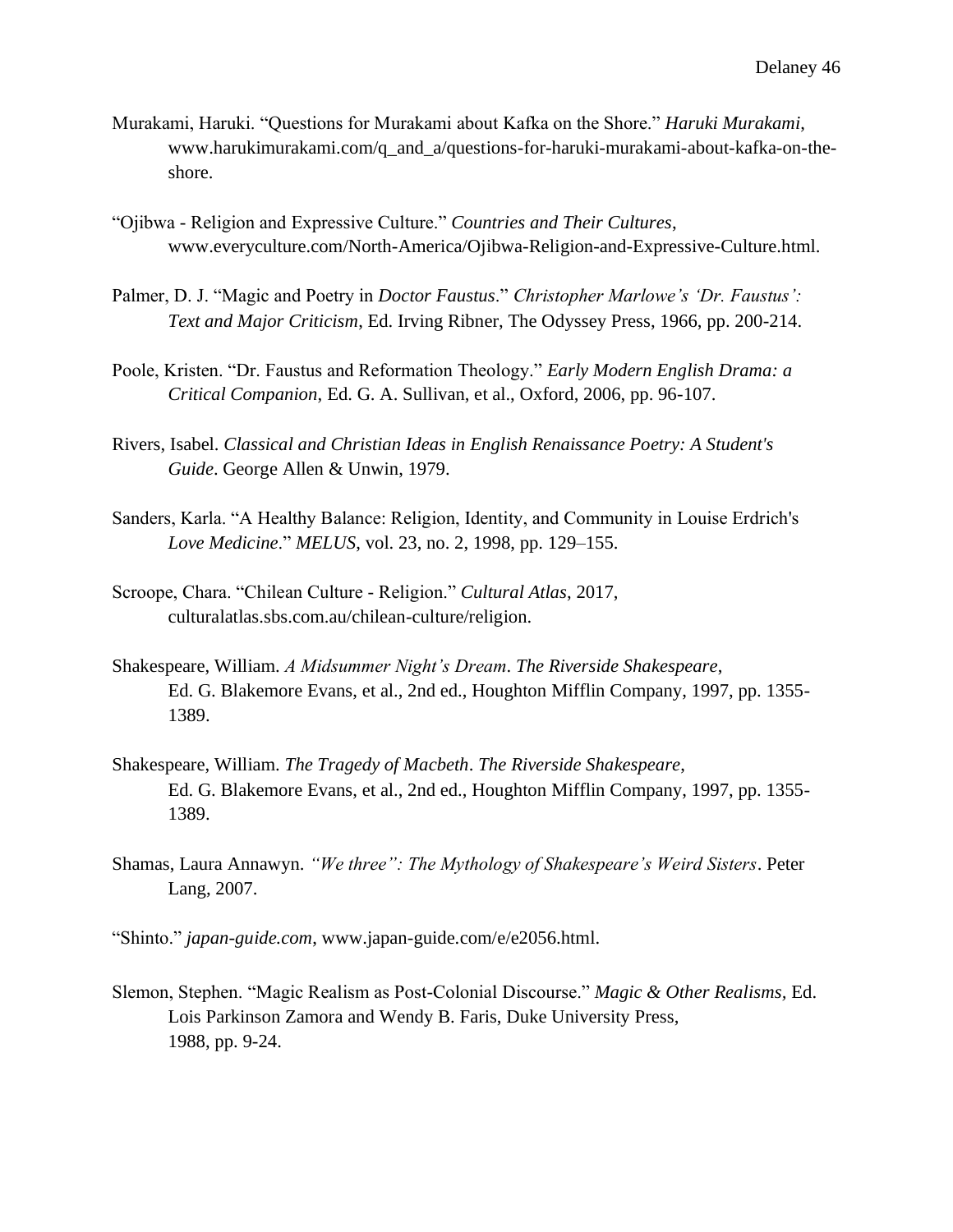Murakami, Haruki. “Questions for Murakami about Kafka on the Shore.” *Haruki Murakami*, www.harukimurakami.com/q_and_a/questions-for-haruki-murakami-about-kafka-on-the-shore.

“Ojibwa - Religion and Expressive Culture.” *Countries and Their Cultures*, www.everyculture.com/North-America/Ojibwa-Religion-and-Expressive-Culture.html.

Palmer, D. J. “Magic and Poetry in *Doctor Faustus*.” *Christopher Marlowe’s ‘Dr. Faustus’: Text and Major Criticism*, Ed. Irving Ribner, The Odyssey Press, 1966, pp. 200-214.

Poole, Kristen. “Dr. Faustus and Reformation Theology.” *Early Modern English Drama: a Critical Companion*, Ed. G. A. Sullivan, et al., Oxford, 2006, pp. 96-107.

Rivers, Isabel. *Classical and Christian Ideas in English Renaissance Poetry: A Student's Guide*. George Allen & Unwin, 1979.

Sanders, Karla. “A Healthy Balance: Religion, Identity, and Community in Louise Erdrich's *Love Medicine*.” *MELUS*, vol. 23, no. 2, 1998, pp. 129–155.

Scroope, Chara. “Chilean Culture - Religion.” *Cultural Atlas*, 2017, culturalatlas.sbs.com.au/chilean-culture/religion.

Shakespeare, William. *A Midsummer Night’s Dream*. *The Riverside Shakespeare*, Ed. G. Blakemore Evans, et al., 2nd ed., Houghton Mifflin Company, 1997, pp. 1355-1389.

Shakespeare, William. *The Tragedy of Macbeth*. *The Riverside Shakespeare*, Ed. G. Blakemore Evans, et al., 2nd ed., Houghton Mifflin Company, 1997, pp. 1355-1389.

Shamas, Laura Annawyn. *“We three”: The Mythology of Shakespeare’s Weird Sisters*. Peter Lang, 2007.

“Shinto.” *japan-guide.com*, www.japan-guide.com/e/e2056.html.

Slemon, Stephen. “Magic Realism as Post-Colonial Discourse.” *Magic & Other Realisms*, Ed. Lois Parkinson Zamora and Wendy B. Faris, Duke University Press, 1988, pp. 9-24.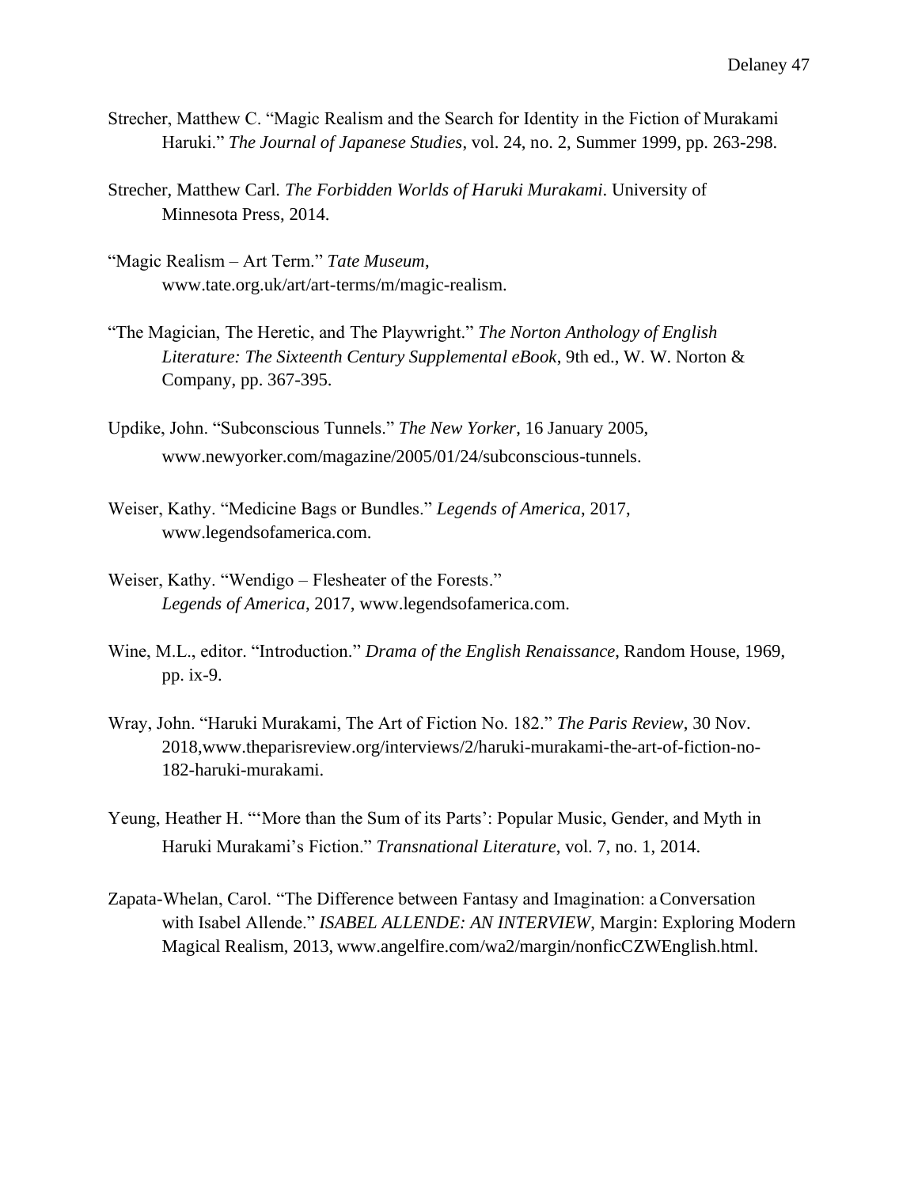Strecher, Matthew C. "Magic Realism and the Search for Identity in the Fiction of Murakami Haruki." *The Journal of Japanese Studies*, vol. 24, no. 2, Summer 1999, pp. 263-298.

Strecher, Matthew Carl. *The Forbidden Worlds of Haruki Murakami*. University of Minnesota Press, 2014.

"Magic Realism – Art Term." *Tate Museum*, www.tate.org.uk/art/art-terms/m/magic-realism.

"The Magician, The Heretic, and The Playwright." *The Norton Anthology of English Literature: The Sixteenth Century Supplemental eBook*, 9th ed., W. W. Norton & Company, pp. 367-395.

Updike, John. "Subconscious Tunnels." *The New Yorker*, 16 January 2005, www.newyorker.com/magazine/2005/01/24/subconscious-tunnels.

Weiser, Kathy. "Medicine Bags or Bundles." *Legends of America*, 2017, www.legendsofamerica.com.

Weiser, Kathy. "Wendigo – Flesheater of the Forests." *Legends of America*, 2017, www.legendsofamerica.com.

Wine, M.L., editor. "Introduction." *Drama of the English Renaissance*, Random House, 1969, pp. ix-9.

Wray, John. "Haruki Murakami, The Art of Fiction No. 182." *The Paris Review*, 30 Nov. 2018,www.theparisreview.org/interviews/2/haruki-murakami-the-art-of-fiction-no-182-haruki-murakami.

Yeung, Heather H. "'More than the Sum of its Parts': Popular Music, Gender, and Myth in Haruki Murakami's Fiction." *Transnational Literature*, vol. 7, no. 1, 2014.

Zapata-Whelan, Carol. "The Difference between Fantasy and Imagination: a Conversation with Isabel Allende." *ISABEL ALLENDE: AN INTERVIEW*, Margin: Exploring Modern Magical Realism, 2013, www.angelfire.com/wa2/margin/nonficCZWEnglish.html.